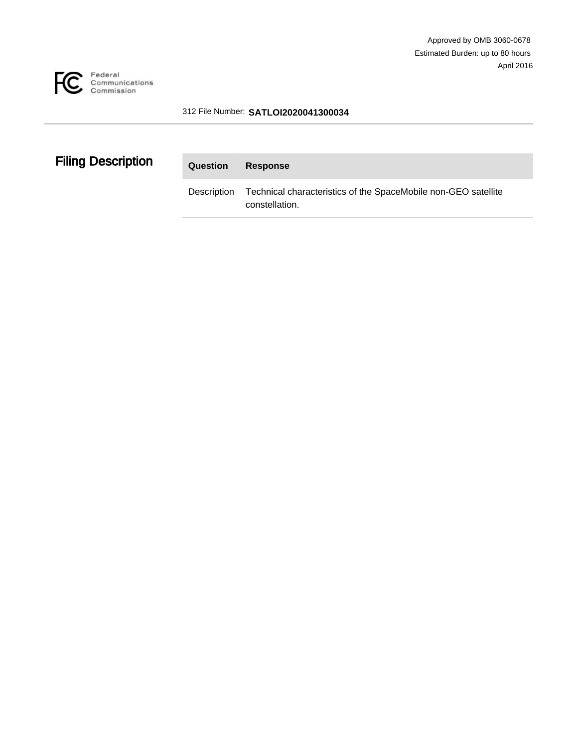Approved by OMB 3060-0678
Estimated Burden: up to 80 hours
April 2016

Federal Communications Commission

312 File Number: **SATLOI2020041300034**

## Filing Description

| Question | Response |
|---|---|
| Description | Technical characteristics of the SpaceMobile non-GEO satellite constellation. |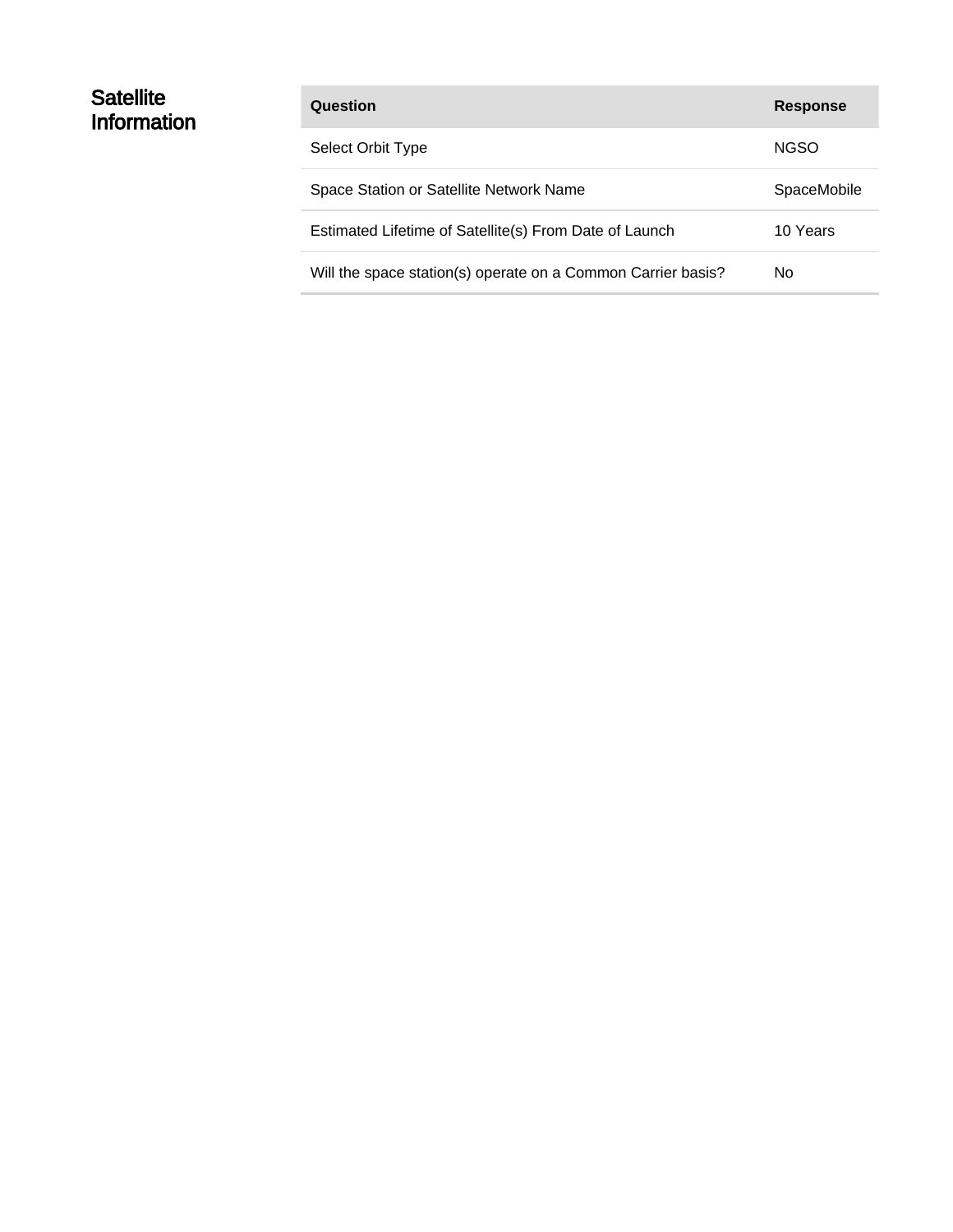## Satellite Information

| Question | Response |
|---|---|
| Select Orbit Type | NGSO |
| Space Station or Satellite Network Name | SpaceMobile |
| Estimated Lifetime of Satellite(s) From Date of Launch | 10 Years |
| Will the space station(s) operate on a Common Carrier basis? | No |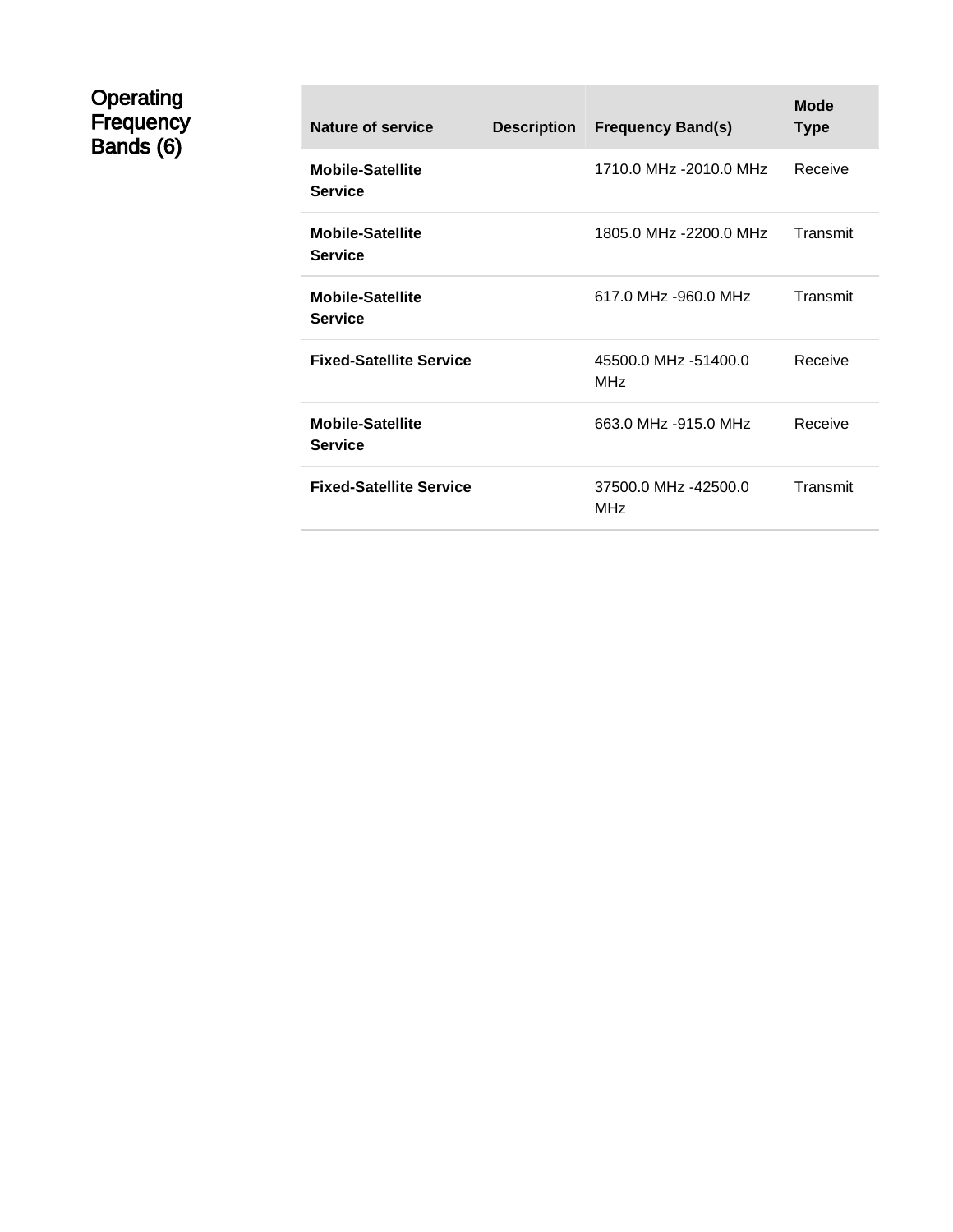## Operating Frequency Bands (6)

| Nature of service | Description | Frequency Band(s) | Mode Type |
| --- | --- | --- | --- |
| **Mobile-Satellite Service** | | 1710.0 MHz -2010.0 MHz | Receive |
| **Mobile-Satellite Service** | | 1805.0 MHz -2200.0 MHz | Transmit |
| **Mobile-Satellite Service** | | 617.0 MHz -960.0 MHz | Transmit |
| **Fixed-Satellite Service** | | 45500.0 MHz -51400.0 MHz | Receive |
| **Mobile-Satellite Service** | | 663.0 MHz -915.0 MHz | Receive |
| **Fixed-Satellite Service** | | 37500.0 MHz -42500.0 MHz | Transmit |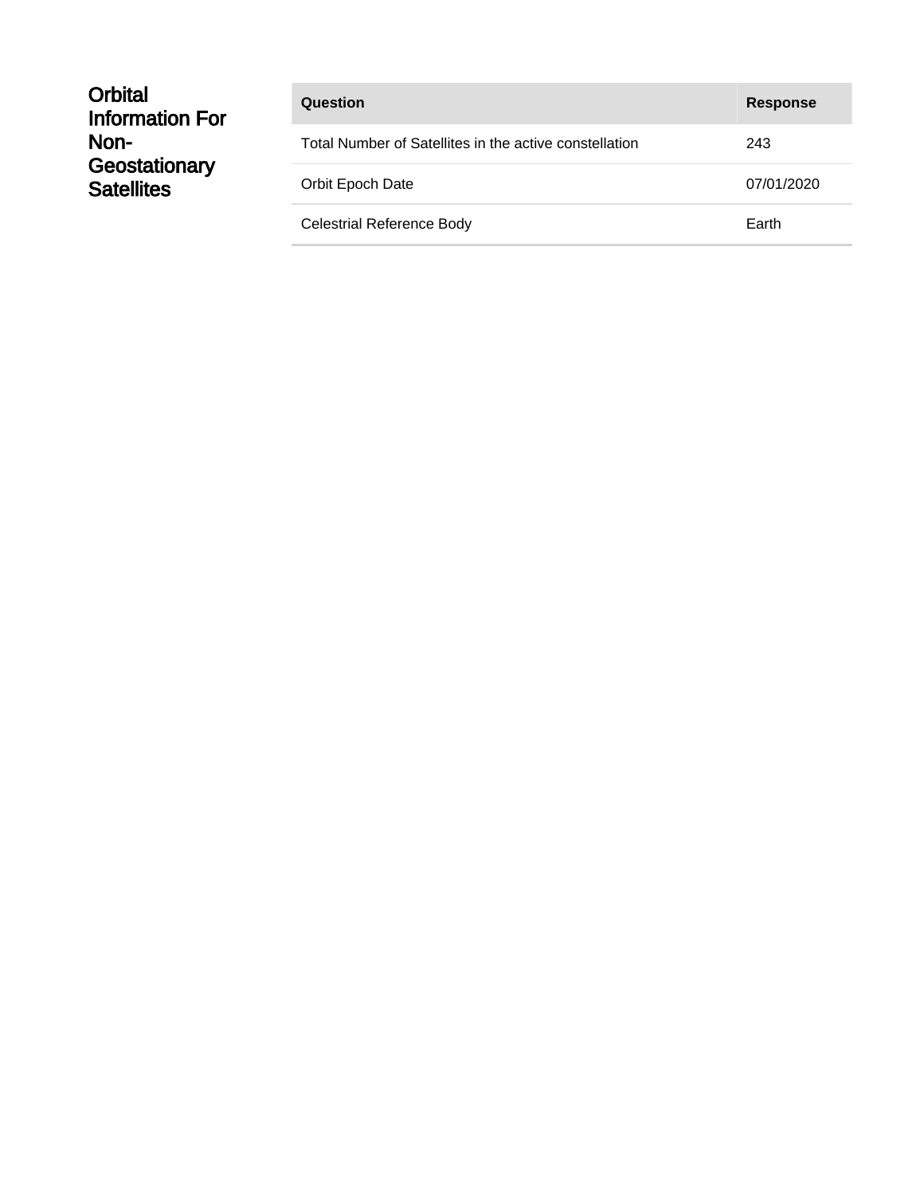## Orbital Information For Non-Geostationary Satellites

| Question | Response |
| --- | --- |
| Total Number of Satellites in the active constellation | 243 |
| Orbit Epoch Date | 07/01/2020 |
| Celestrial Reference Body | Earth |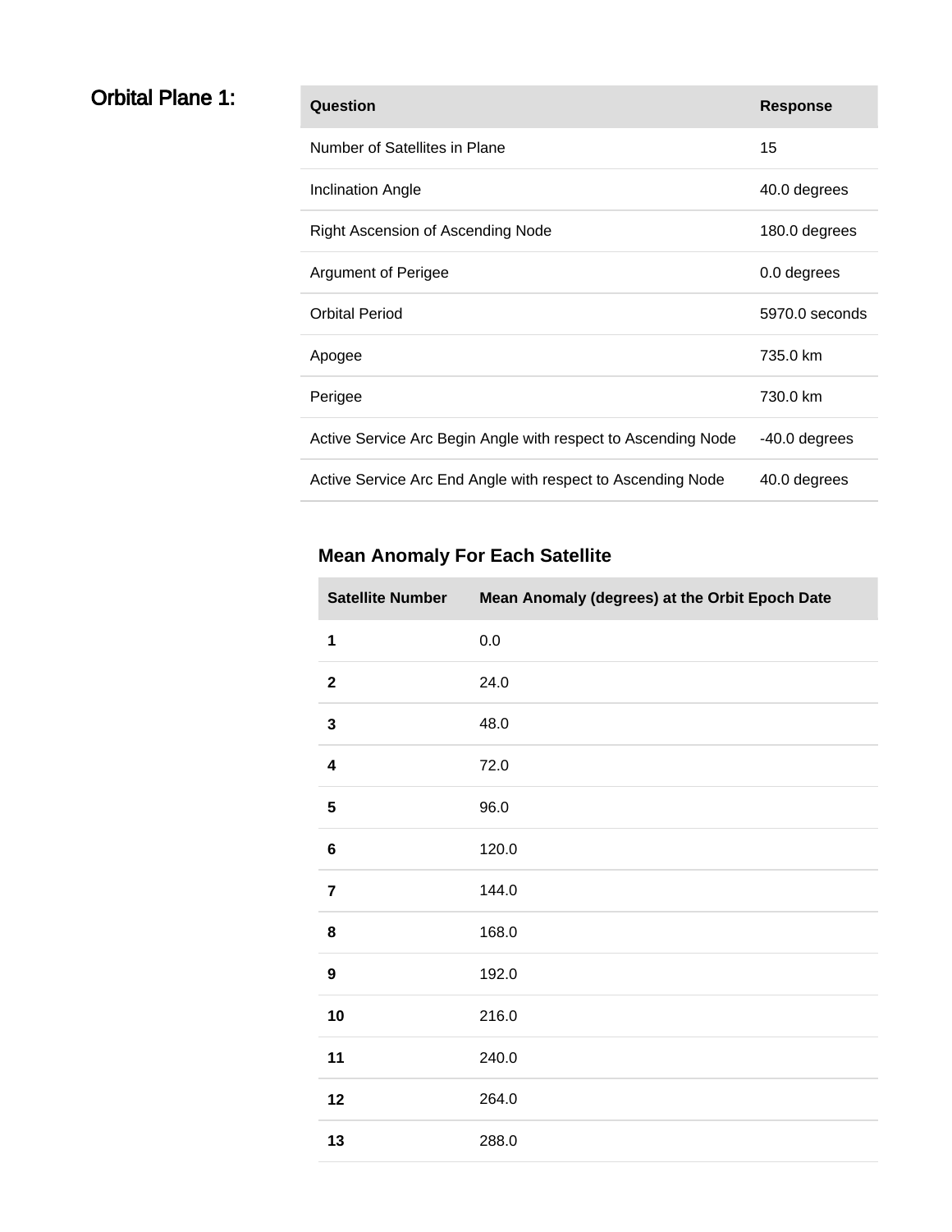## Orbital Plane 1:

| Question | Response |
|---|---|
| Number of Satellites in Plane | 15 |
| Inclination Angle | 40.0 degrees |
| Right Ascension of Ascending Node | 180.0 degrees |
| Argument of Perigee | 0.0 degrees |
| Orbital Period | 5970.0 seconds |
| Apogee | 735.0 km |
| Perigee | 730.0 km |
| Active Service Arc Begin Angle with respect to Ascending Node | -40.0 degrees |
| Active Service Arc End Angle with respect to Ascending Node | 40.0 degrees |

### Mean Anomaly For Each Satellite

| Satellite Number | Mean Anomaly (degrees) at the Orbit Epoch Date |
|---|---|
| **1** | 0.0 |
| **2** | 24.0 |
| **3** | 48.0 |
| **4** | 72.0 |
| **5** | 96.0 |
| **6** | 120.0 |
| **7** | 144.0 |
| **8** | 168.0 |
| **9** | 192.0 |
| **10** | 216.0 |
| **11** | 240.0 |
| **12** | 264.0 |
| **13** | 288.0 |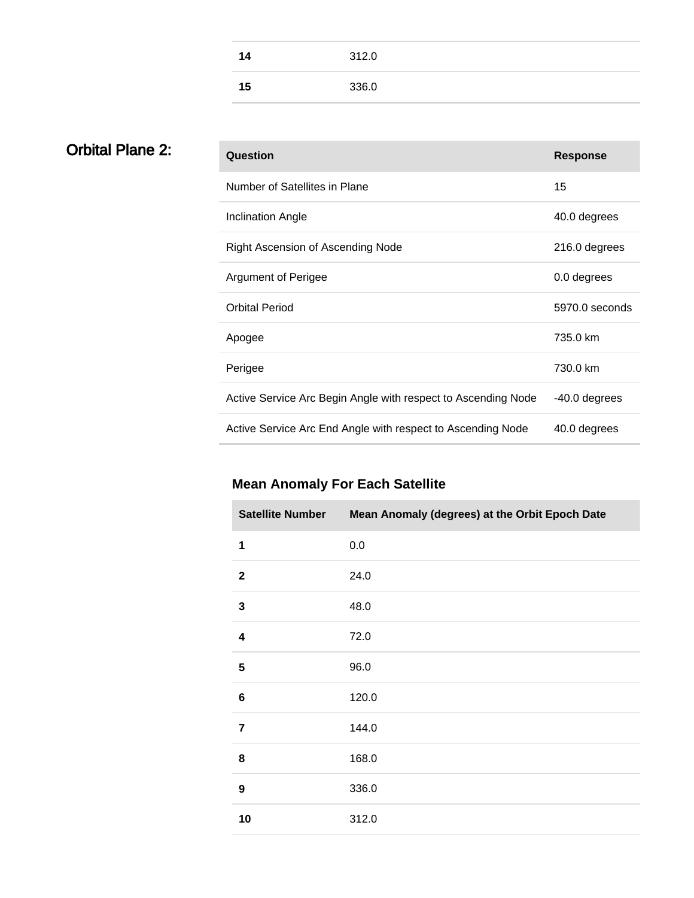| | |
|---|---|
| **14** | 312.0 |
| **15** | 336.0 |

## Orbital Plane 2:

| Question | Response |
|---|---|
| Number of Satellites in Plane | 15 |
| Inclination Angle | 40.0 degrees |
| Right Ascension of Ascending Node | 216.0 degrees |
| Argument of Perigee | 0.0 degrees |
| Orbital Period | 5970.0 seconds |
| Apogee | 735.0 km |
| Perigee | 730.0 km |
| Active Service Arc Begin Angle with respect to Ascending Node | -40.0 degrees |
| Active Service Arc End Angle with respect to Ascending Node | 40.0 degrees |

### Mean Anomaly For Each Satellite

| Satellite Number | Mean Anomaly (degrees) at the Orbit Epoch Date |
|---|---|
| **1** | 0.0 |
| **2** | 24.0 |
| **3** | 48.0 |
| **4** | 72.0 |
| **5** | 96.0 |
| **6** | 120.0 |
| **7** | 144.0 |
| **8** | 168.0 |
| **9** | 336.0 |
| **10** | 312.0 |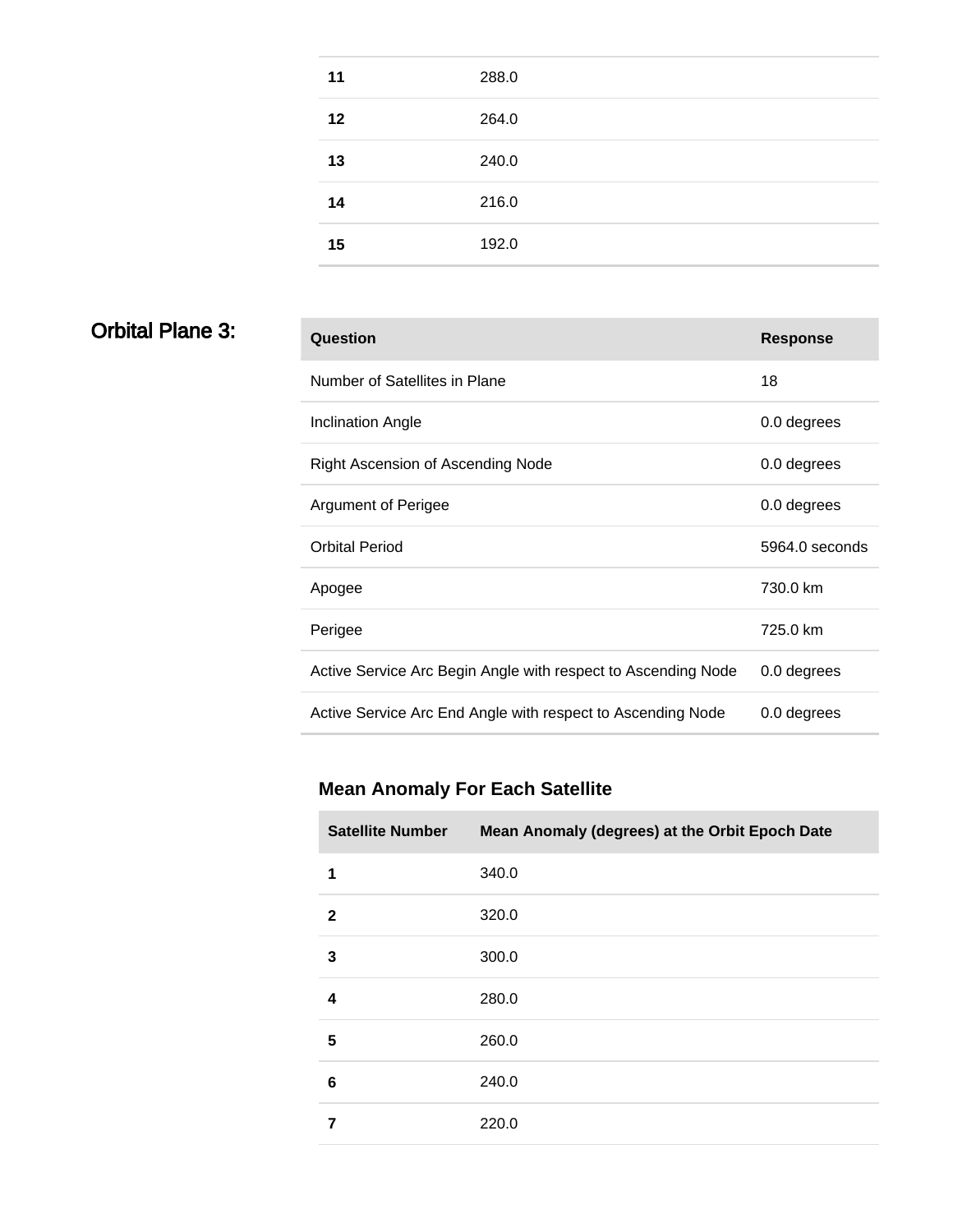| | |
|---|---|
| **11** | 288.0 |
| **12** | 264.0 |
| **13** | 240.0 |
| **14** | 216.0 |
| **15** | 192.0 |

### Orbital Plane 3:

| Question | Response |
|---|---|
| Number of Satellites in Plane | 18 |
| Inclination Angle | 0.0 degrees |
| Right Ascension of Ascending Node | 0.0 degrees |
| Argument of Perigee | 0.0 degrees |
| Orbital Period | 5964.0 seconds |
| Apogee | 730.0 km |
| Perigee | 725.0 km |
| Active Service Arc Begin Angle with respect to Ascending Node | 0.0 degrees |
| Active Service Arc End Angle with respect to Ascending Node | 0.0 degrees |

#### Mean Anomaly For Each Satellite

| Satellite Number | Mean Anomaly (degrees) at the Orbit Epoch Date |
|---|---|
| **1** | 340.0 |
| **2** | 320.0 |
| **3** | 300.0 |
| **4** | 280.0 |
| **5** | 260.0 |
| **6** | 240.0 |
| **7** | 220.0 |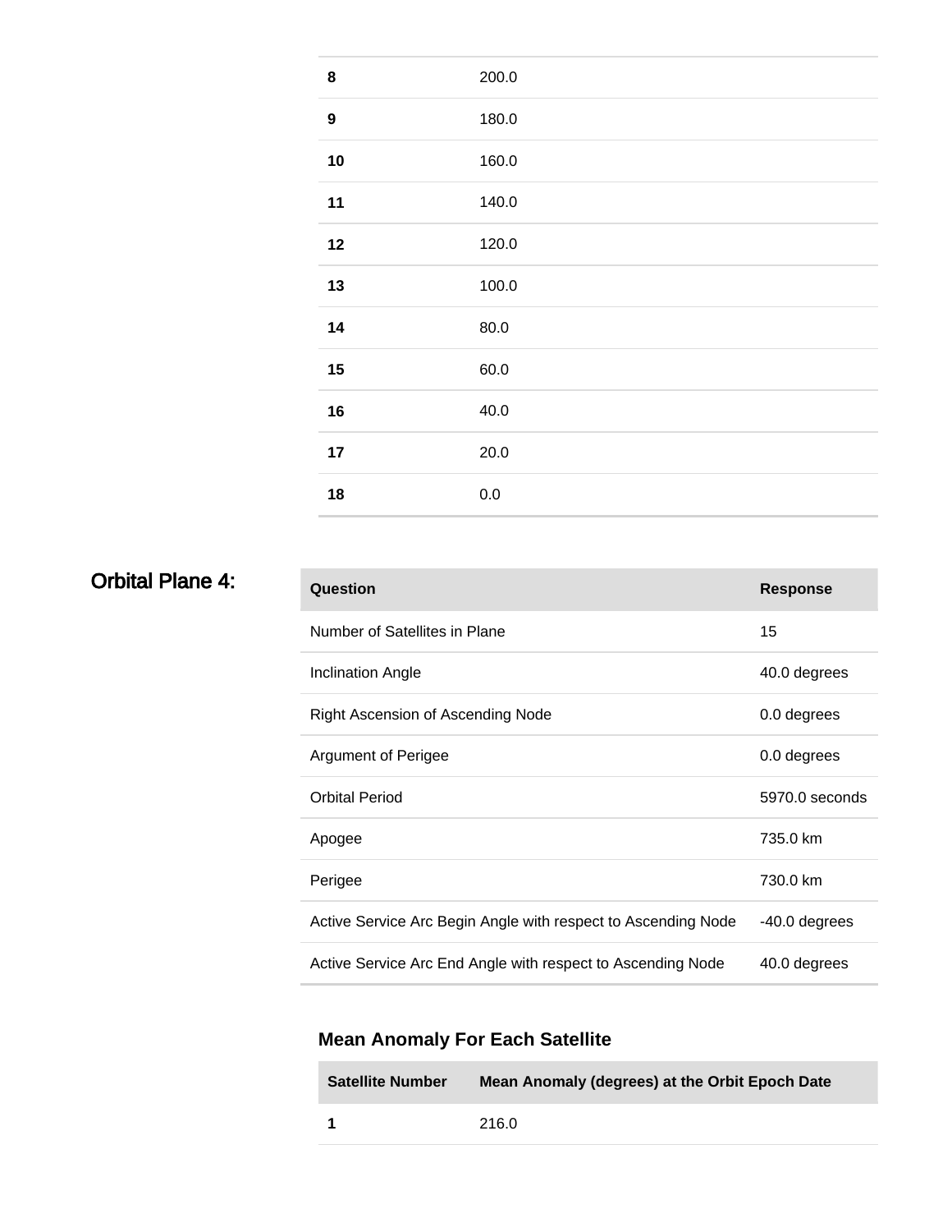| | |
|---|---|
| **8** | 200.0 |
| **9** | 180.0 |
| **10** | 160.0 |
| **11** | 140.0 |
| **12** | 120.0 |
| **13** | 100.0 |
| **14** | 80.0 |
| **15** | 60.0 |
| **16** | 40.0 |
| **17** | 20.0 |
| **18** | 0.0 |

## Orbital Plane 4:

| Question | Response |
|---|---|
| Number of Satellites in Plane | 15 |
| Inclination Angle | 40.0 degrees |
| Right Ascension of Ascending Node | 0.0 degrees |
| Argument of Perigee | 0.0 degrees |
| Orbital Period | 5970.0 seconds |
| Apogee | 735.0 km |
| Perigee | 730.0 km |
| Active Service Arc Begin Angle with respect to Ascending Node | -40.0 degrees |
| Active Service Arc End Angle with respect to Ascending Node | 40.0 degrees |

### Mean Anomaly For Each Satellite

| Satellite Number | Mean Anomaly (degrees) at the Orbit Epoch Date |
|---|---|
| **1** | 216.0 |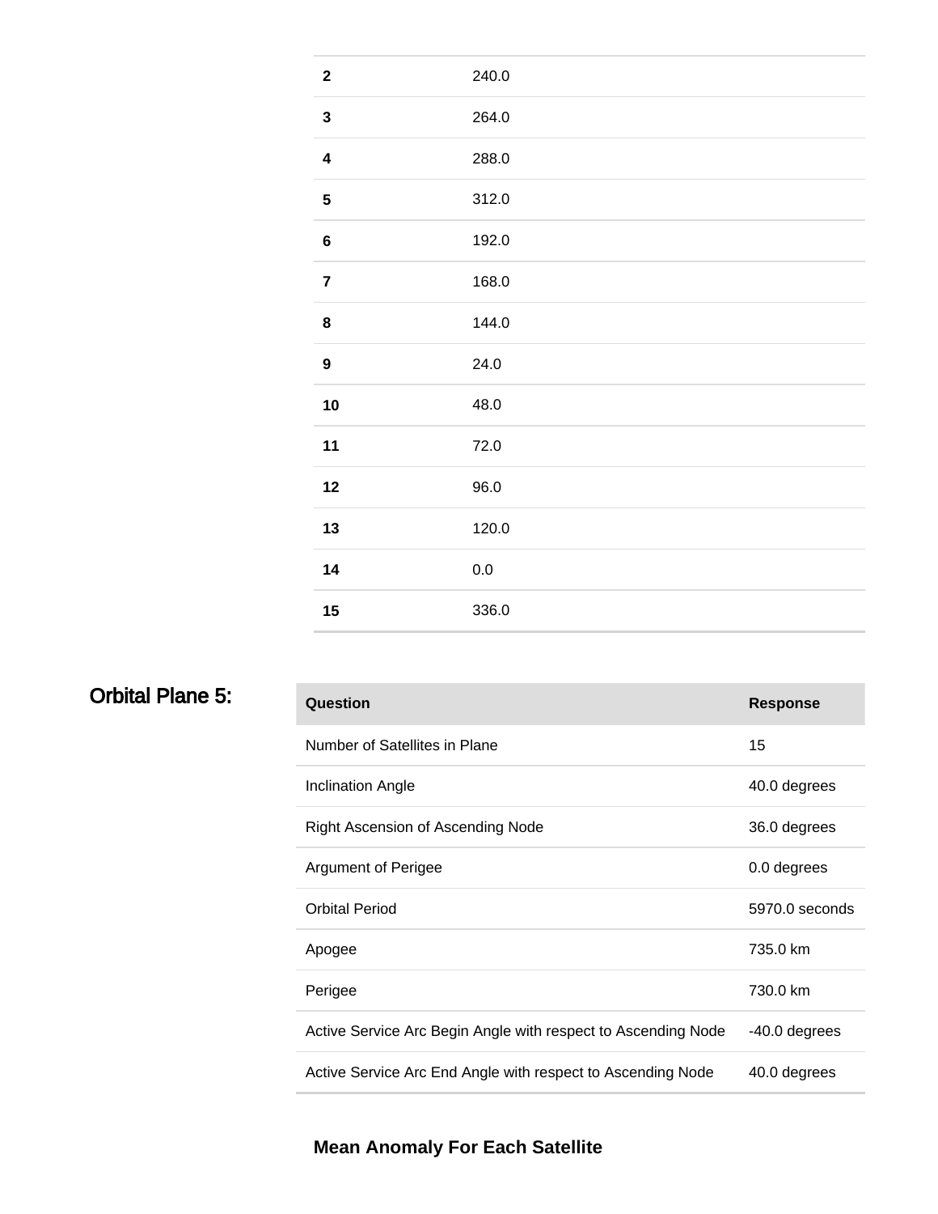| | |
|---|---|
| **2** | 240.0 |
| **3** | 264.0 |
| **4** | 288.0 |
| **5** | 312.0 |
| **6** | 192.0 |
| **7** | 168.0 |
| **8** | 144.0 |
| **9** | 24.0 |
| **10** | 48.0 |
| **11** | 72.0 |
| **12** | 96.0 |
| **13** | 120.0 |
| **14** | 0.0 |
| **15** | 336.0 |

## Orbital Plane 5:

| Question | Response |
|---|---|
| Number of Satellites in Plane | 15 |
| Inclination Angle | 40.0 degrees |
| Right Ascension of Ascending Node | 36.0 degrees |
| Argument of Perigee | 0.0 degrees |
| Orbital Period | 5970.0 seconds |
| Apogee | 735.0 km |
| Perigee | 730.0 km |
| Active Service Arc Begin Angle with respect to Ascending Node | -40.0 degrees |
| Active Service Arc End Angle with respect to Ascending Node | 40.0 degrees |

**Mean Anomaly For Each Satellite**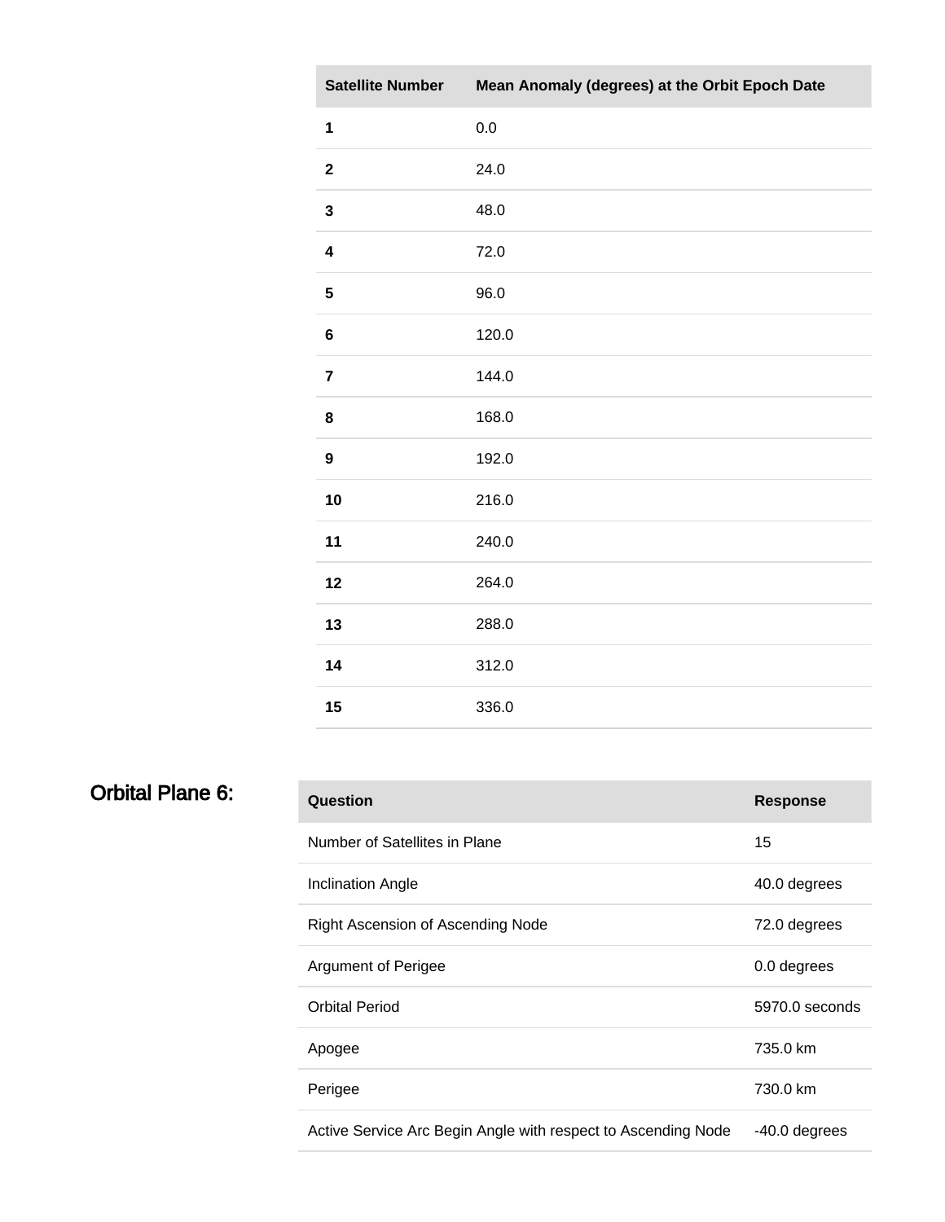| Satellite Number | Mean Anomaly (degrees) at the Orbit Epoch Date |
|---|---|
| **1** | 0.0 |
| **2** | 24.0 |
| **3** | 48.0 |
| **4** | 72.0 |
| **5** | 96.0 |
| **6** | 120.0 |
| **7** | 144.0 |
| **8** | 168.0 |
| **9** | 192.0 |
| **10** | 216.0 |
| **11** | 240.0 |
| **12** | 264.0 |
| **13** | 288.0 |
| **14** | 312.0 |
| **15** | 336.0 |

## Orbital Plane 6:

| Question | Response |
|---|---|
| Number of Satellites in Plane | 15 |
| Inclination Angle | 40.0 degrees |
| Right Ascension of Ascending Node | 72.0 degrees |
| Argument of Perigee | 0.0 degrees |
| Orbital Period | 5970.0 seconds |
| Apogee | 735.0 km |
| Perigee | 730.0 km |
| Active Service Arc Begin Angle with respect to Ascending Node | -40.0 degrees |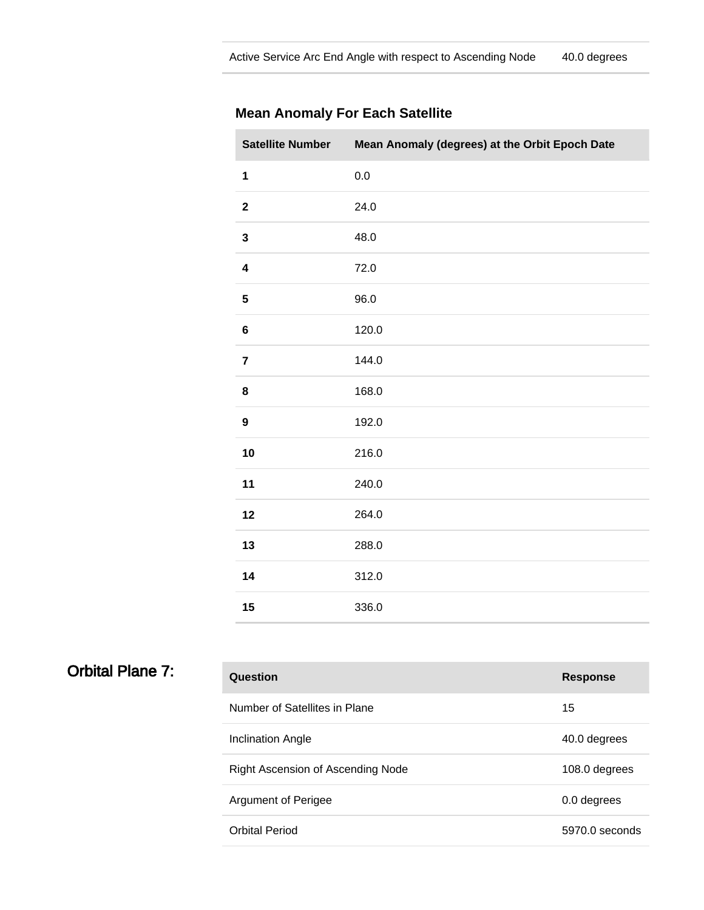| | |
|---|---|
| Active Service Arc End Angle with respect to Ascending Node | 40.0 degrees |

### Mean Anomaly For Each Satellite

| Satellite Number | Mean Anomaly (degrees) at the Orbit Epoch Date |
|---|---|
| **1** | 0.0 |
| **2** | 24.0 |
| **3** | 48.0 |
| **4** | 72.0 |
| **5** | 96.0 |
| **6** | 120.0 |
| **7** | 144.0 |
| **8** | 168.0 |
| **9** | 192.0 |
| **10** | 216.0 |
| **11** | 240.0 |
| **12** | 264.0 |
| **13** | 288.0 |
| **14** | 312.0 |
| **15** | 336.0 |

## Orbital Plane 7:

| Question | Response |
|---|---|
| Number of Satellites in Plane | 15 |
| Inclination Angle | 40.0 degrees |
| Right Ascension of Ascending Node | 108.0 degrees |
| Argument of Perigee | 0.0 degrees |
| Orbital Period | 5970.0 seconds |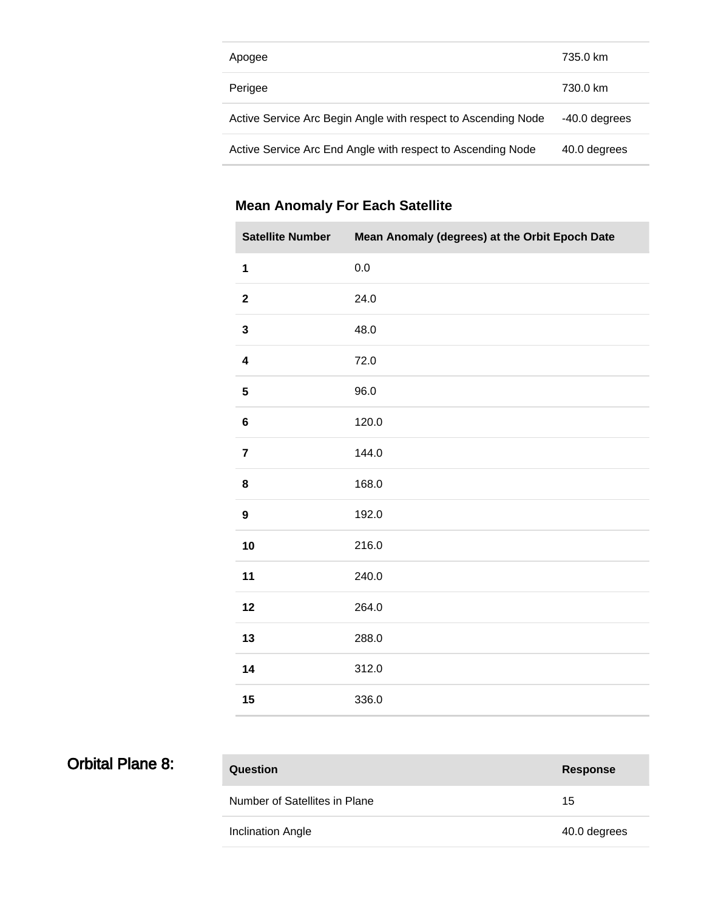| | |
|---|---|
| Apogee | 735.0 km |
| Perigee | 730.0 km |
| Active Service Arc Begin Angle with respect to Ascending Node | -40.0 degrees |
| Active Service Arc End Angle with respect to Ascending Node | 40.0 degrees |

### Mean Anomaly For Each Satellite

| Satellite Number | Mean Anomaly (degrees) at the Orbit Epoch Date |
|---|---|
| **1** | 0.0 |
| **2** | 24.0 |
| **3** | 48.0 |
| **4** | 72.0 |
| **5** | 96.0 |
| **6** | 120.0 |
| **7** | 144.0 |
| **8** | 168.0 |
| **9** | 192.0 |
| **10** | 216.0 |
| **11** | 240.0 |
| **12** | 264.0 |
| **13** | 288.0 |
| **14** | 312.0 |
| **15** | 336.0 |

## Orbital Plane 8:

| Question | Response |
|---|---|
| Number of Satellites in Plane | 15 |
| Inclination Angle | 40.0 degrees |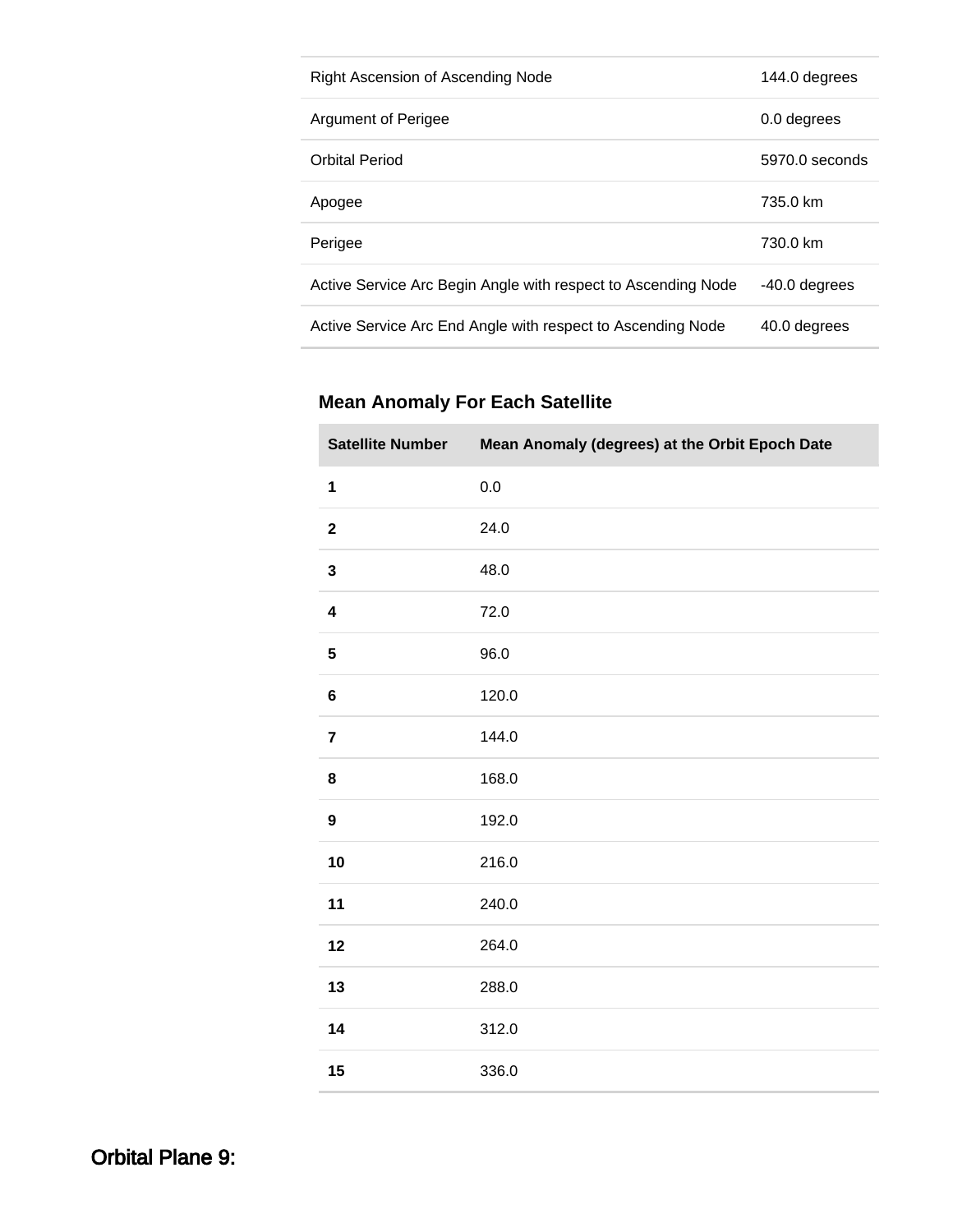| | |
|---|---|
| Right Ascension of Ascending Node | 144.0 degrees |
| Argument of Perigee | 0.0 degrees |
| Orbital Period | 5970.0 seconds |
| Apogee | 735.0 km |
| Perigee | 730.0 km |
| Active Service Arc Begin Angle with respect to Ascending Node | -40.0 degrees |
| Active Service Arc End Angle with respect to Ascending Node | 40.0 degrees |

### Mean Anomaly For Each Satellite

| Satellite Number | Mean Anomaly (degrees) at the Orbit Epoch Date |
|---|---|
| **1** | 0.0 |
| **2** | 24.0 |
| **3** | 48.0 |
| **4** | 72.0 |
| **5** | 96.0 |
| **6** | 120.0 |
| **7** | 144.0 |
| **8** | 168.0 |
| **9** | 192.0 |
| **10** | 216.0 |
| **11** | 240.0 |
| **12** | 264.0 |
| **13** | 288.0 |
| **14** | 312.0 |
| **15** | 336.0 |

## Orbital Plane 9: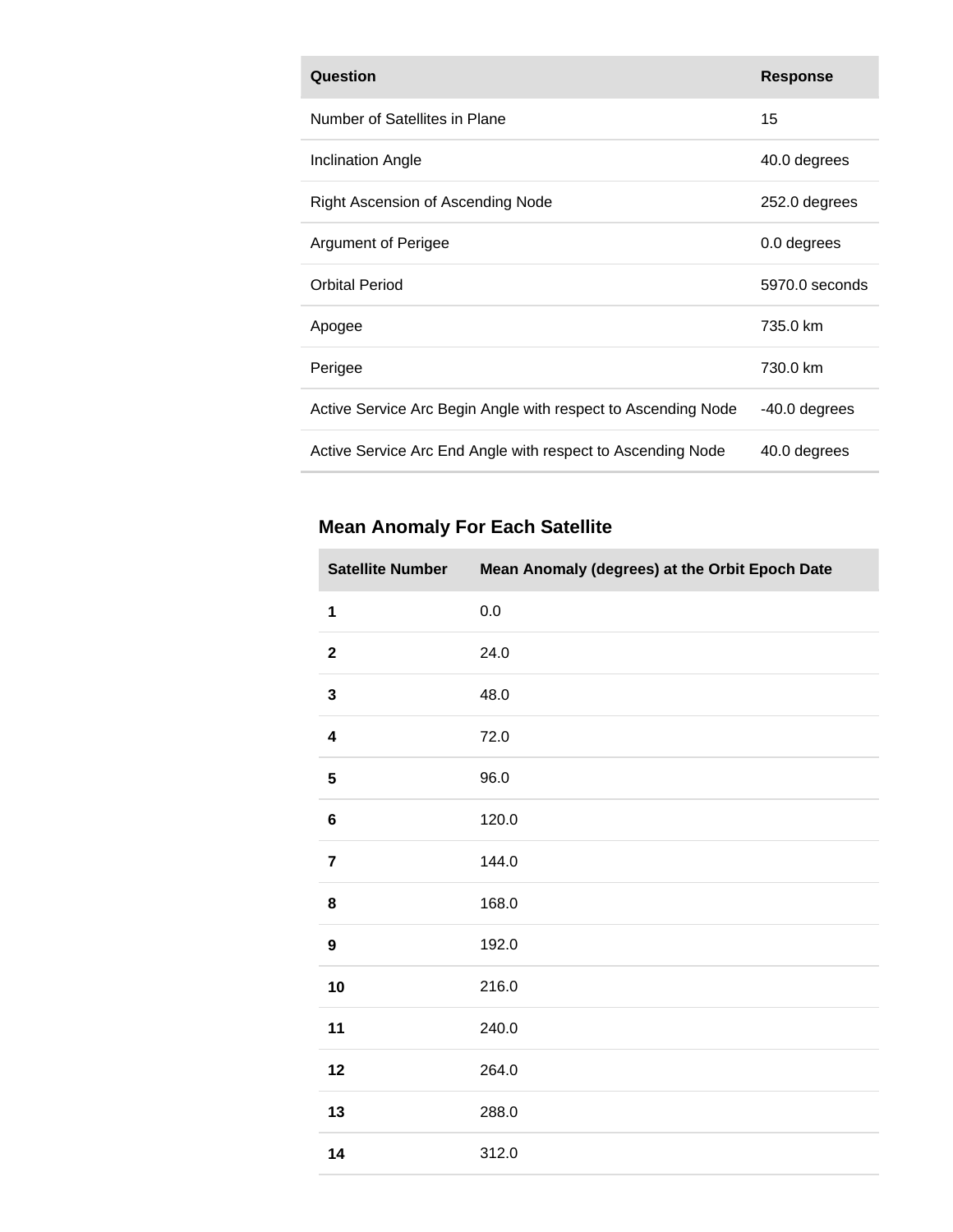| Question | Response |
| --- | --- |
| Number of Satellites in Plane | 15 |
| Inclination Angle | 40.0 degrees |
| Right Ascension of Ascending Node | 252.0 degrees |
| Argument of Perigee | 0.0 degrees |
| Orbital Period | 5970.0 seconds |
| Apogee | 735.0 km |
| Perigee | 730.0 km |
| Active Service Arc Begin Angle with respect to Ascending Node | -40.0 degrees |
| Active Service Arc End Angle with respect to Ascending Node | 40.0 degrees |

### Mean Anomaly For Each Satellite

| Satellite Number | Mean Anomaly (degrees) at the Orbit Epoch Date |
| --- | --- |
| **1** | 0.0 |
| **2** | 24.0 |
| **3** | 48.0 |
| **4** | 72.0 |
| **5** | 96.0 |
| **6** | 120.0 |
| **7** | 144.0 |
| **8** | 168.0 |
| **9** | 192.0 |
| **10** | 216.0 |
| **11** | 240.0 |
| **12** | 264.0 |
| **13** | 288.0 |
| **14** | 312.0 |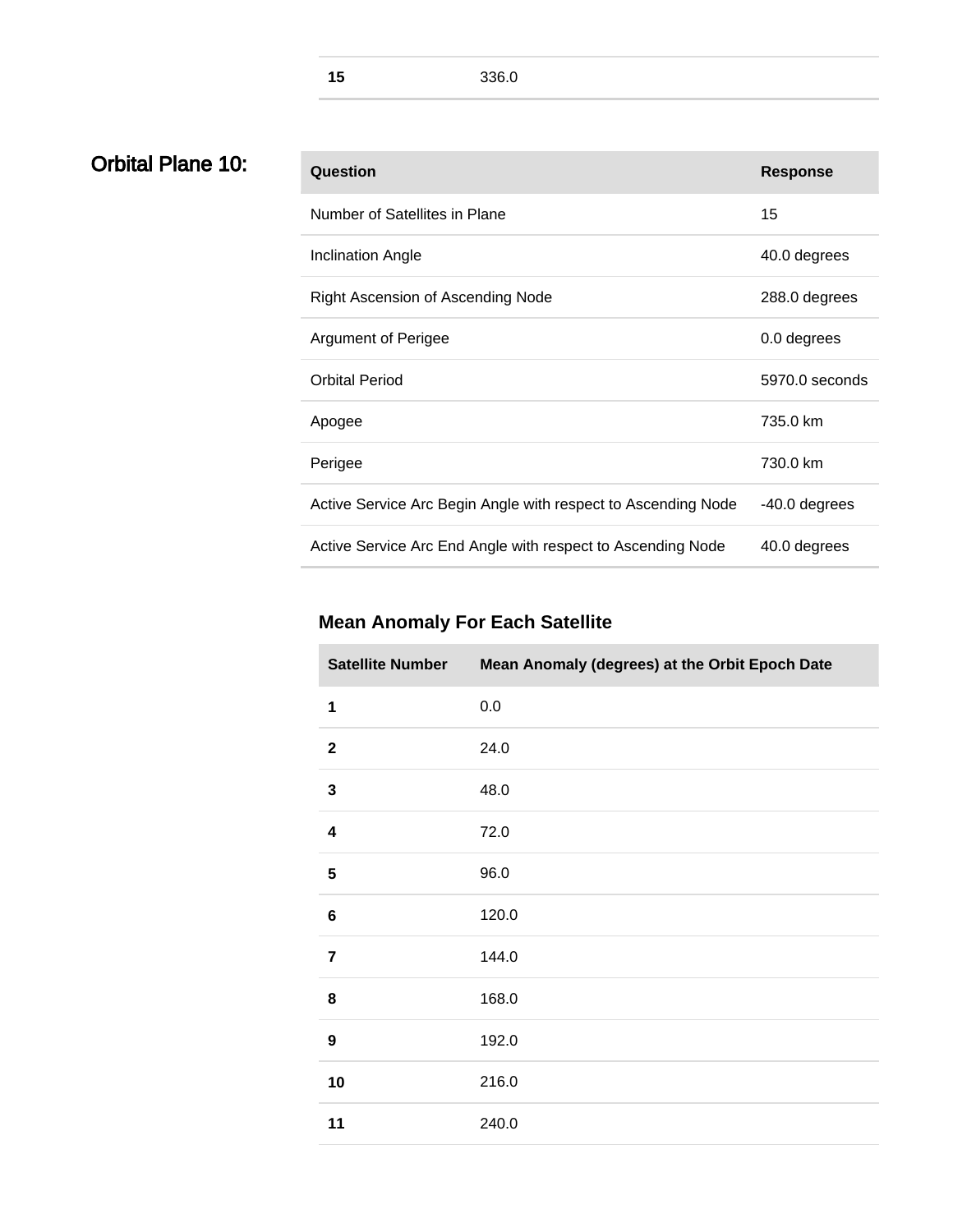| | |
|---|---|
| **15** | 336.0 |

## Orbital Plane 10:

| Question | Response |
|---|---|
| Number of Satellites in Plane | 15 |
| Inclination Angle | 40.0 degrees |
| Right Ascension of Ascending Node | 288.0 degrees |
| Argument of Perigee | 0.0 degrees |
| Orbital Period | 5970.0 seconds |
| Apogee | 735.0 km |
| Perigee | 730.0 km |
| Active Service Arc Begin Angle with respect to Ascending Node | -40.0 degrees |
| Active Service Arc End Angle with respect to Ascending Node | 40.0 degrees |

### Mean Anomaly For Each Satellite

| Satellite Number | Mean Anomaly (degrees) at the Orbit Epoch Date |
|---|---|
| **1** | 0.0 |
| **2** | 24.0 |
| **3** | 48.0 |
| **4** | 72.0 |
| **5** | 96.0 |
| **6** | 120.0 |
| **7** | 144.0 |
| **8** | 168.0 |
| **9** | 192.0 |
| **10** | 216.0 |
| **11** | 240.0 |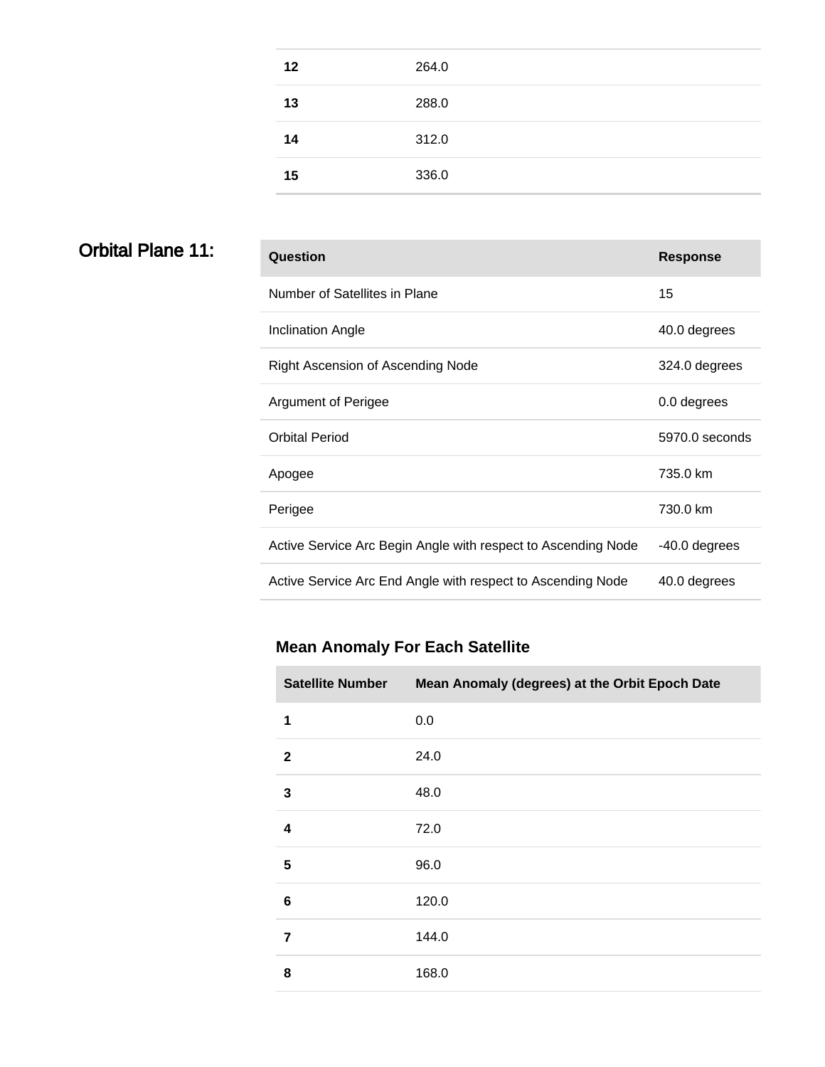| Satellite Number | Mean Anomaly (degrees) at the Orbit Epoch Date |
| --- | --- |
| **12** | 264.0 |
| **13** | 288.0 |
| **14** | 312.0 |
| **15** | 336.0 |

## Orbital Plane 11:

| Question | Response |
| --- | --- |
| Number of Satellites in Plane | 15 |
| Inclination Angle | 40.0 degrees |
| Right Ascension of Ascending Node | 324.0 degrees |
| Argument of Perigee | 0.0 degrees |
| Orbital Period | 5970.0 seconds |
| Apogee | 735.0 km |
| Perigee | 730.0 km |
| Active Service Arc Begin Angle with respect to Ascending Node | -40.0 degrees |
| Active Service Arc End Angle with respect to Ascending Node | 40.0 degrees |

### Mean Anomaly For Each Satellite

| Satellite Number | Mean Anomaly (degrees) at the Orbit Epoch Date |
| --- | --- |
| **1** | 0.0 |
| **2** | 24.0 |
| **3** | 48.0 |
| **4** | 72.0 |
| **5** | 96.0 |
| **6** | 120.0 |
| **7** | 144.0 |
| **8** | 168.0 |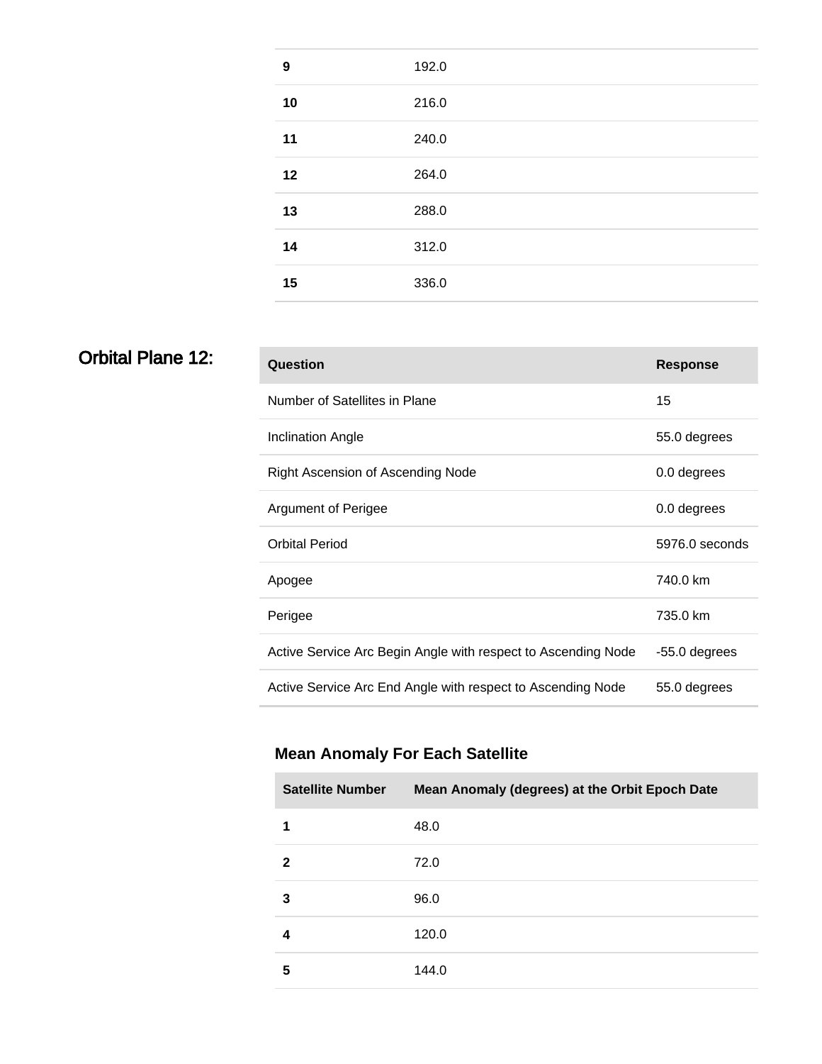| | |
|---|---|
| **9** | 192.0 |
| **10** | 216.0 |
| **11** | 240.0 |
| **12** | 264.0 |
| **13** | 288.0 |
| **14** | 312.0 |
| **15** | 336.0 |

## Orbital Plane 12:

| Question | Response |
|---|---|
| Number of Satellites in Plane | 15 |
| Inclination Angle | 55.0 degrees |
| Right Ascension of Ascending Node | 0.0 degrees |
| Argument of Perigee | 0.0 degrees |
| Orbital Period | 5976.0 seconds |
| Apogee | 740.0 km |
| Perigee | 735.0 km |
| Active Service Arc Begin Angle with respect to Ascending Node | -55.0 degrees |
| Active Service Arc End Angle with respect to Ascending Node | 55.0 degrees |

### Mean Anomaly For Each Satellite

| Satellite Number | Mean Anomaly (degrees) at the Orbit Epoch Date |
|---|---|
| **1** | 48.0 |
| **2** | 72.0 |
| **3** | 96.0 |
| **4** | 120.0 |
| **5** | 144.0 |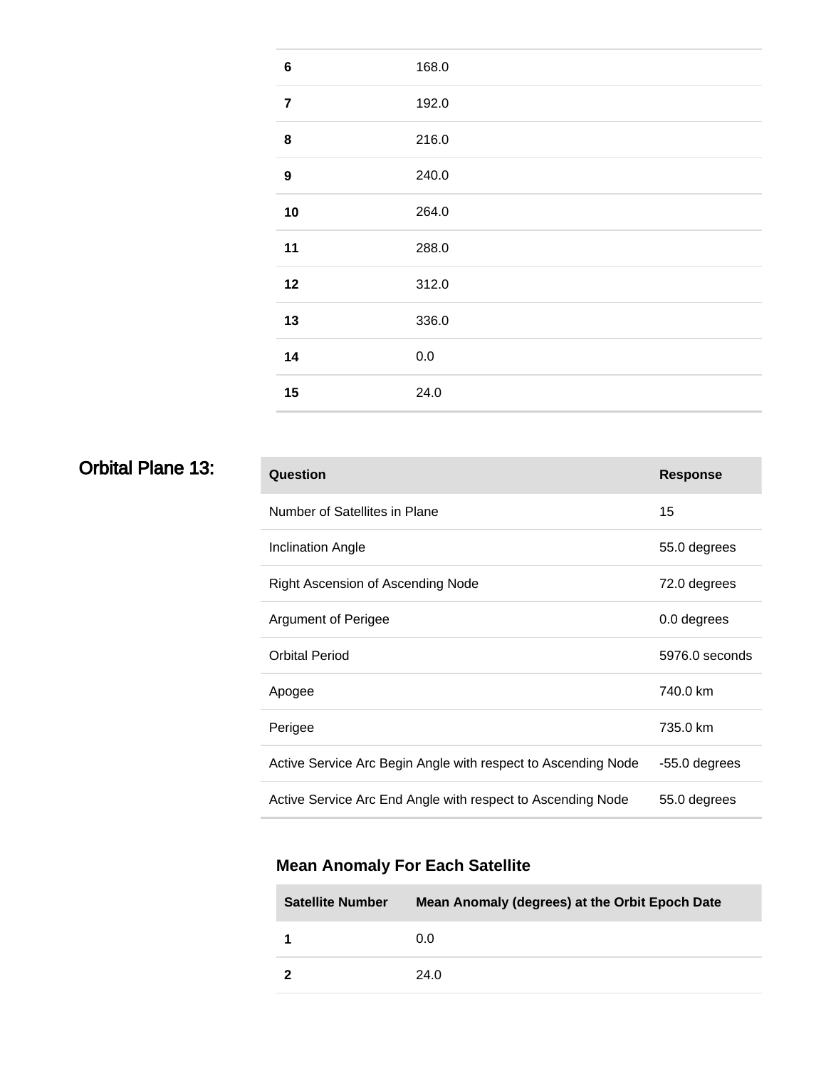| | |
|---|---|
| **6** | 168.0 |
| **7** | 192.0 |
| **8** | 216.0 |
| **9** | 240.0 |
| **10** | 264.0 |
| **11** | 288.0 |
| **12** | 312.0 |
| **13** | 336.0 |
| **14** | 0.0 |
| **15** | 24.0 |

## Orbital Plane 13:

| Question | Response |
|---|---|
| Number of Satellites in Plane | 15 |
| Inclination Angle | 55.0 degrees |
| Right Ascension of Ascending Node | 72.0 degrees |
| Argument of Perigee | 0.0 degrees |
| Orbital Period | 5976.0 seconds |
| Apogee | 740.0 km |
| Perigee | 735.0 km |
| Active Service Arc Begin Angle with respect to Ascending Node | -55.0 degrees |
| Active Service Arc End Angle with respect to Ascending Node | 55.0 degrees |

### Mean Anomaly For Each Satellite

| Satellite Number | Mean Anomaly (degrees) at the Orbit Epoch Date |
|---|---|
| **1** | 0.0 |
| **2** | 24.0 |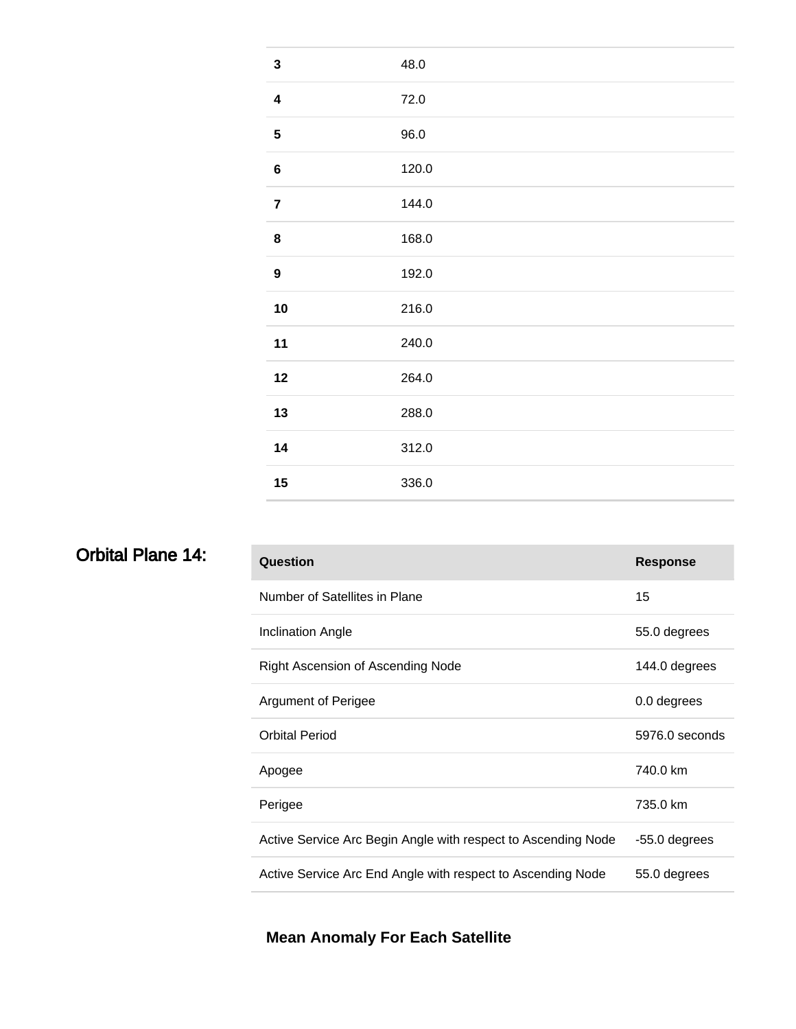| | |
|---|---|
| **3** | 48.0 |
| **4** | 72.0 |
| **5** | 96.0 |
| **6** | 120.0 |
| **7** | 144.0 |
| **8** | 168.0 |
| **9** | 192.0 |
| **10** | 216.0 |
| **11** | 240.0 |
| **12** | 264.0 |
| **13** | 288.0 |
| **14** | 312.0 |
| **15** | 336.0 |

## Orbital Plane 14:

| Question | Response |
|---|---|
| Number of Satellites in Plane | 15 |
| Inclination Angle | 55.0 degrees |
| Right Ascension of Ascending Node | 144.0 degrees |
| Argument of Perigee | 0.0 degrees |
| Orbital Period | 5976.0 seconds |
| Apogee | 740.0 km |
| Perigee | 735.0 km |
| Active Service Arc Begin Angle with respect to Ascending Node | -55.0 degrees |
| Active Service Arc End Angle with respect to Ascending Node | 55.0 degrees |

### Mean Anomaly For Each Satellite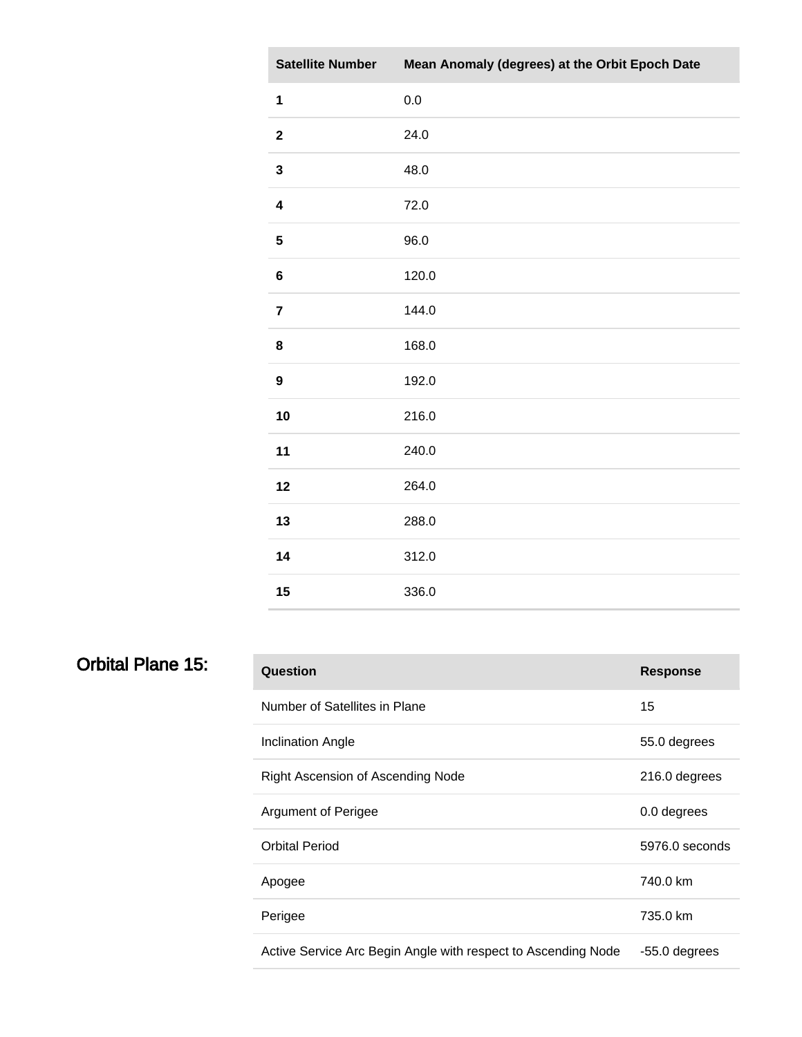| Satellite Number | Mean Anomaly (degrees) at the Orbit Epoch Date |
| --- | --- |
| **1** | 0.0 |
| **2** | 24.0 |
| **3** | 48.0 |
| **4** | 72.0 |
| **5** | 96.0 |
| **6** | 120.0 |
| **7** | 144.0 |
| **8** | 168.0 |
| **9** | 192.0 |
| **10** | 216.0 |
| **11** | 240.0 |
| **12** | 264.0 |
| **13** | 288.0 |
| **14** | 312.0 |
| **15** | 336.0 |

## Orbital Plane 15:

| Question | Response |
| --- | --- |
| Number of Satellites in Plane | 15 |
| Inclination Angle | 55.0 degrees |
| Right Ascension of Ascending Node | 216.0 degrees |
| Argument of Perigee | 0.0 degrees |
| Orbital Period | 5976.0 seconds |
| Apogee | 740.0 km |
| Perigee | 735.0 km |
| Active Service Arc Begin Angle with respect to Ascending Node | -55.0 degrees |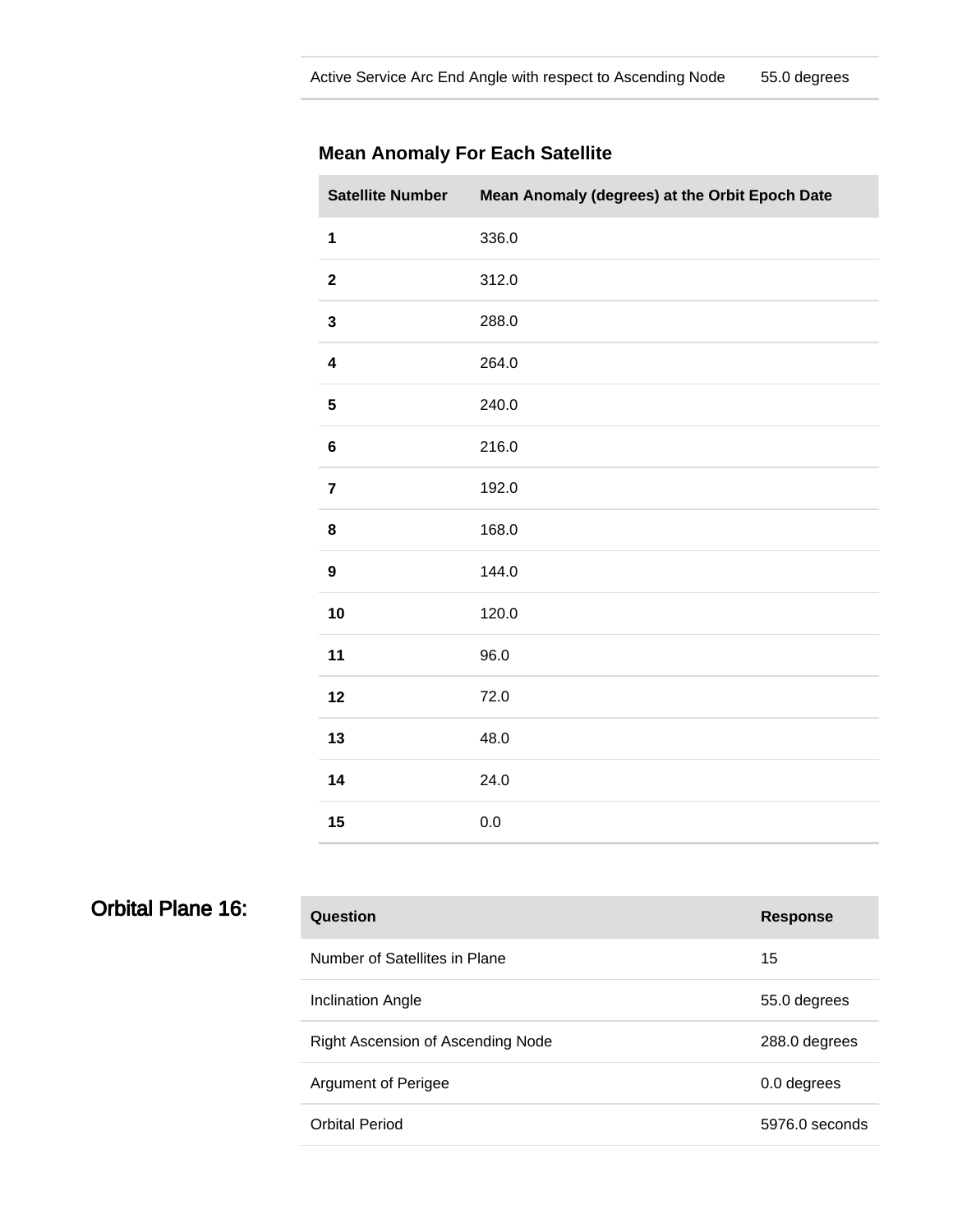| | |
|---|---|
| Active Service Arc End Angle with respect to Ascending Node | 55.0 degrees |

### Mean Anomaly For Each Satellite

| Satellite Number | Mean Anomaly (degrees) at the Orbit Epoch Date |
|---|---|
| **1** | 336.0 |
| **2** | 312.0 |
| **3** | 288.0 |
| **4** | 264.0 |
| **5** | 240.0 |
| **6** | 216.0 |
| **7** | 192.0 |
| **8** | 168.0 |
| **9** | 144.0 |
| **10** | 120.0 |
| **11** | 96.0 |
| **12** | 72.0 |
| **13** | 48.0 |
| **14** | 24.0 |
| **15** | 0.0 |

## Orbital Plane 16:

| Question | Response |
|---|---|
| Number of Satellites in Plane | 15 |
| Inclination Angle | 55.0 degrees |
| Right Ascension of Ascending Node | 288.0 degrees |
| Argument of Perigee | 0.0 degrees |
| Orbital Period | 5976.0 seconds |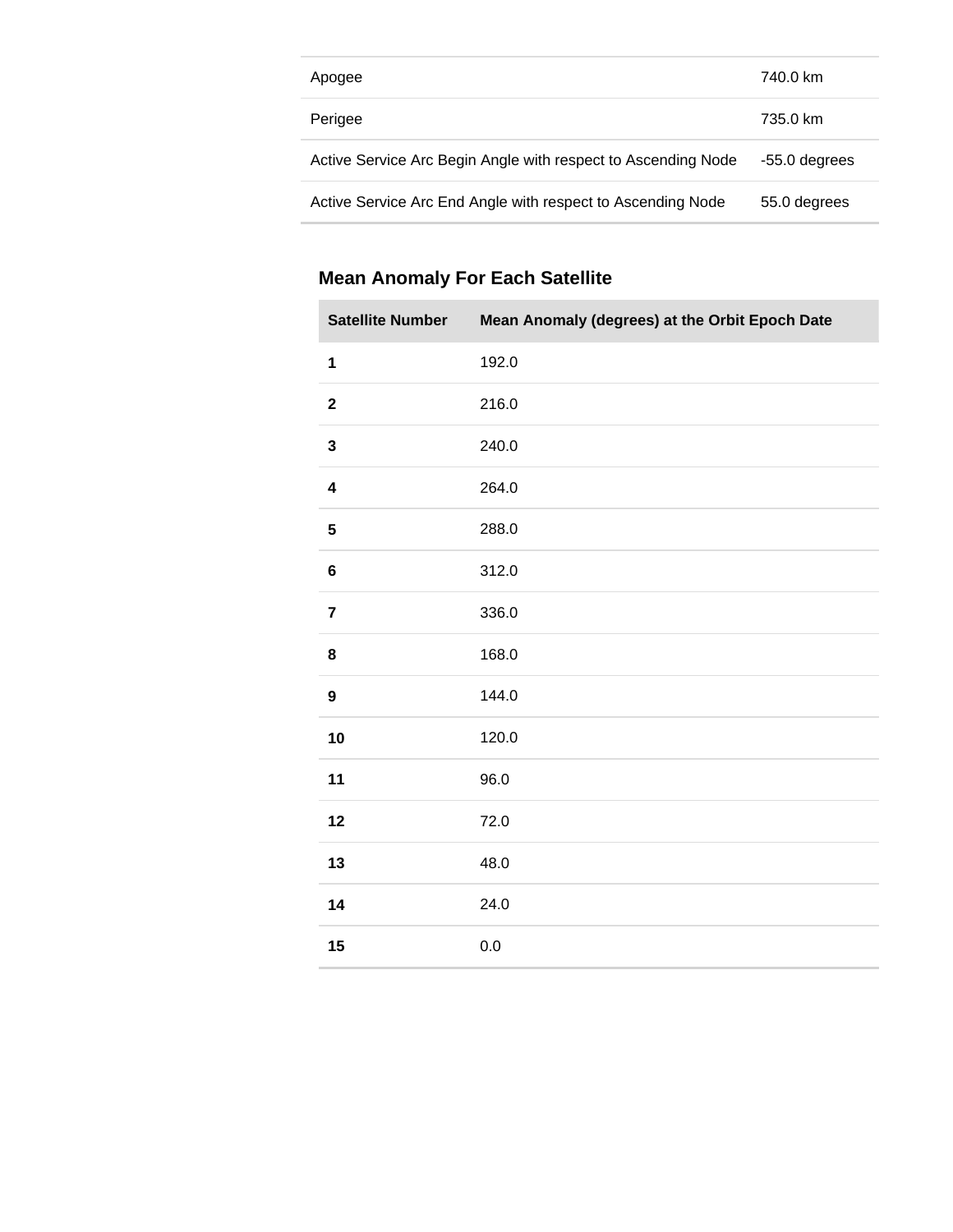| | |
|---|---|
| Apogee | 740.0 km |
| Perigee | 735.0 km |
| Active Service Arc Begin Angle with respect to Ascending Node | -55.0 degrees |
| Active Service Arc End Angle with respect to Ascending Node | 55.0 degrees |

### Mean Anomaly For Each Satellite

| Satellite Number | Mean Anomaly (degrees) at the Orbit Epoch Date |
|---|---|
| **1** | 192.0 |
| **2** | 216.0 |
| **3** | 240.0 |
| **4** | 264.0 |
| **5** | 288.0 |
| **6** | 312.0 |
| **7** | 336.0 |
| **8** | 168.0 |
| **9** | 144.0 |
| **10** | 120.0 |
| **11** | 96.0 |
| **12** | 72.0 |
| **13** | 48.0 |
| **14** | 24.0 |
| **15** | 0.0 |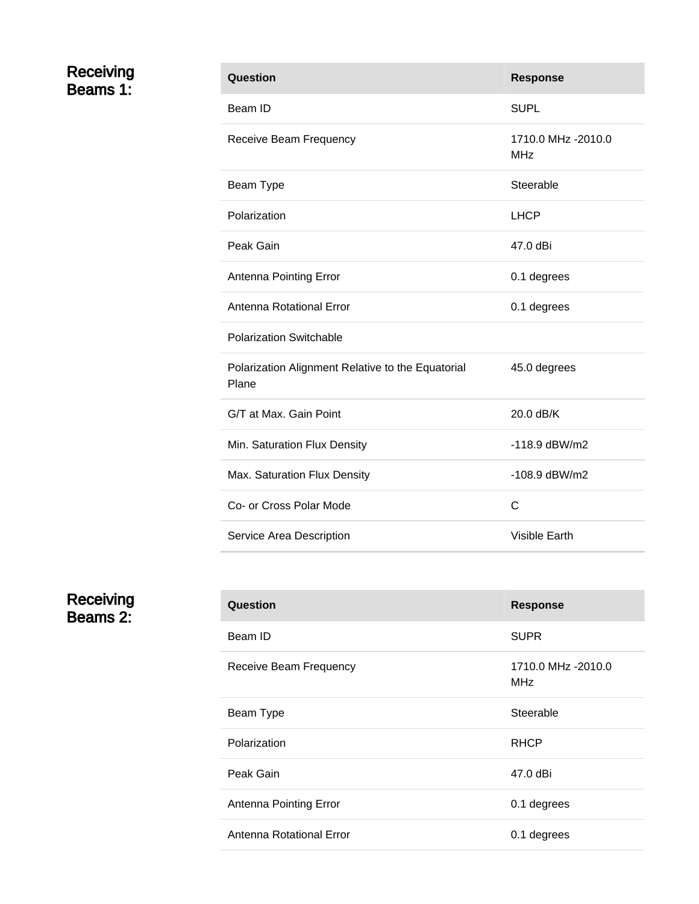## Receiving Beams 1:

| Question | Response |
| --- | --- |
| Beam ID | SUPL |
| Receive Beam Frequency | 1710.0 MHz -2010.0 MHz |
| Beam Type | Steerable |
| Polarization | LHCP |
| Peak Gain | 47.0 dBi |
| Antenna Pointing Error | 0.1 degrees |
| Antenna Rotational Error | 0.1 degrees |
| Polarization Switchable | |
| Polarization Alignment Relative to the Equatorial Plane | 45.0 degrees |
| G/T at Max. Gain Point | 20.0 dB/K |
| Min. Saturation Flux Density | -118.9 dBW/m2 |
| Max. Saturation Flux Density | -108.9 dBW/m2 |
| Co- or Cross Polar Mode | C |
| Service Area Description | Visible Earth |

## Receiving Beams 2:

| Question | Response |
| --- | --- |
| Beam ID | SUPR |
| Receive Beam Frequency | 1710.0 MHz -2010.0 MHz |
| Beam Type | Steerable |
| Polarization | RHCP |
| Peak Gain | 47.0 dBi |
| Antenna Pointing Error | 0.1 degrees |
| Antenna Rotational Error | 0.1 degrees |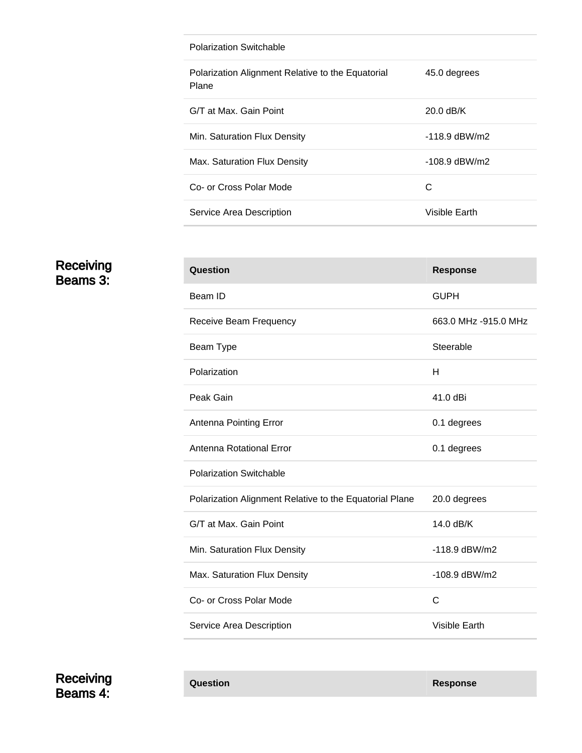| | |
|---|---|
| Polarization Switchable | |
| Polarization Alignment Relative to the Equatorial Plane | 45.0 degrees |
| G/T at Max. Gain Point | 20.0 dB/K |
| Min. Saturation Flux Density | -118.9 dBW/m2 |
| Max. Saturation Flux Density | -108.9 dBW/m2 |
| Co- or Cross Polar Mode | C |
| Service Area Description | Visible Earth |

## Receiving Beams 3:

| Question | Response |
|---|---|
| Beam ID | GUPH |
| Receive Beam Frequency | 663.0 MHz -915.0 MHz |
| Beam Type | Steerable |
| Polarization | H |
| Peak Gain | 41.0 dBi |
| Antenna Pointing Error | 0.1 degrees |
| Antenna Rotational Error | 0.1 degrees |
| Polarization Switchable | |
| Polarization Alignment Relative to the Equatorial Plane | 20.0 degrees |
| G/T at Max. Gain Point | 14.0 dB/K |
| Min. Saturation Flux Density | -118.9 dBW/m2 |
| Max. Saturation Flux Density | -108.9 dBW/m2 |
| Co- or Cross Polar Mode | C |
| Service Area Description | Visible Earth |

## Receiving Beams 4:

| Question | Response |
|---|---|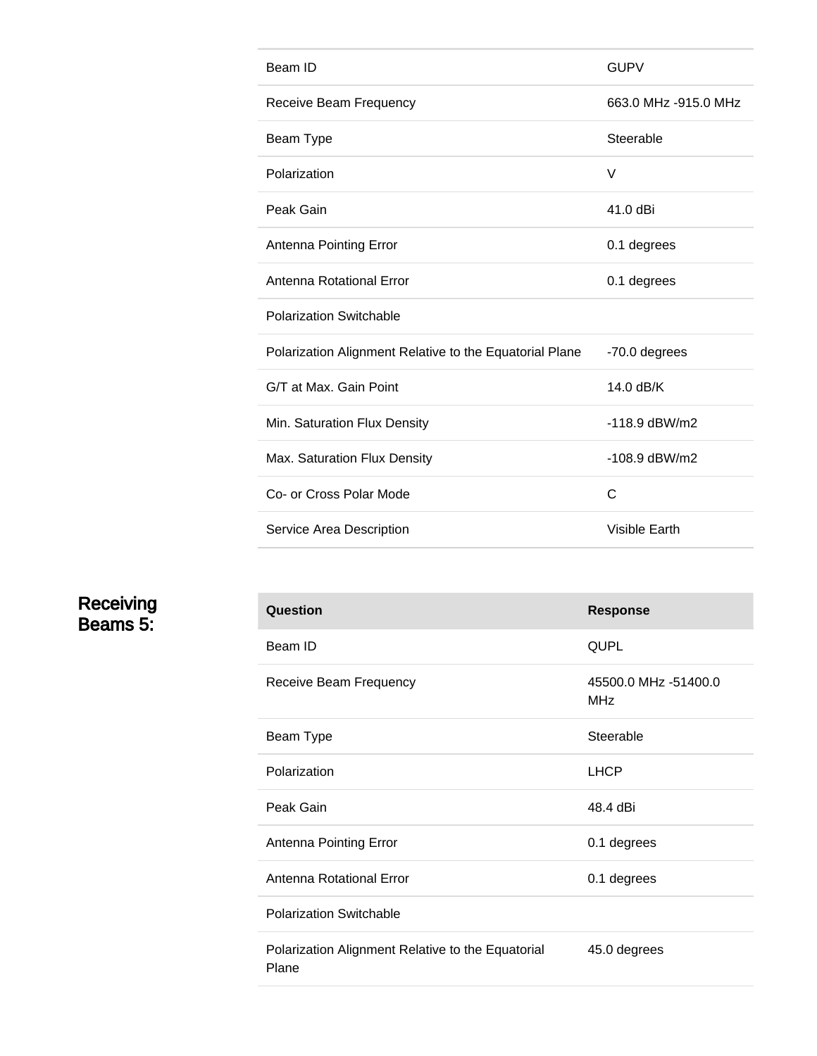| | |
|---|---|
| Beam ID | GUPV |
| Receive Beam Frequency | 663.0 MHz -915.0 MHz |
| Beam Type | Steerable |
| Polarization | V |
| Peak Gain | 41.0 dBi |
| Antenna Pointing Error | 0.1 degrees |
| Antenna Rotational Error | 0.1 degrees |
| Polarization Switchable | |
| Polarization Alignment Relative to the Equatorial Plane | -70.0 degrees |
| G/T at Max. Gain Point | 14.0 dB/K |
| Min. Saturation Flux Density | -118.9 dBW/m2 |
| Max. Saturation Flux Density | -108.9 dBW/m2 |
| Co- or Cross Polar Mode | C |
| Service Area Description | Visible Earth |

## Receiving Beams 5:

| Question | Response |
|---|---|
| Beam ID | QUPL |
| Receive Beam Frequency | 45500.0 MHz -51400.0 MHz |
| Beam Type | Steerable |
| Polarization | LHCP |
| Peak Gain | 48.4 dBi |
| Antenna Pointing Error | 0.1 degrees |
| Antenna Rotational Error | 0.1 degrees |
| Polarization Switchable | |
| Polarization Alignment Relative to the Equatorial Plane | 45.0 degrees |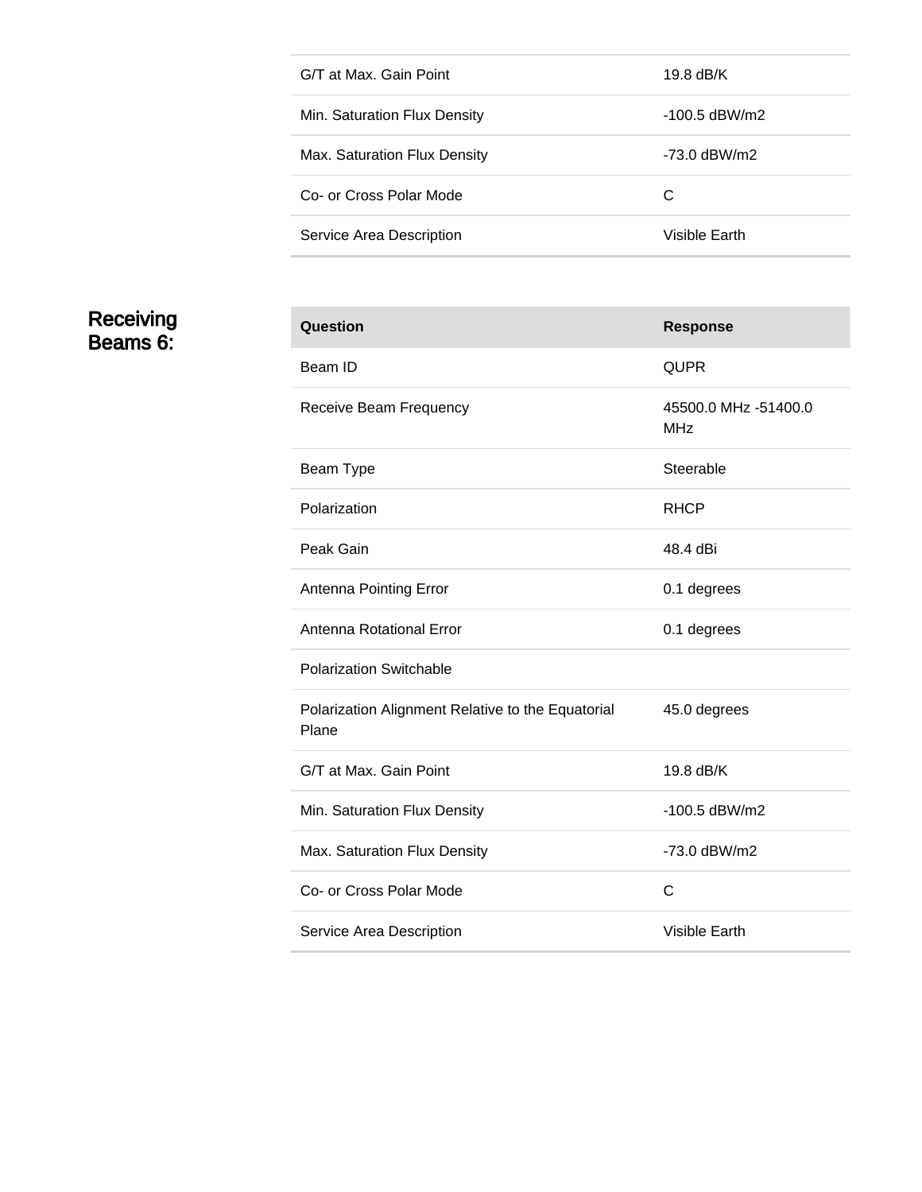| | |
|---|---|
| G/T at Max. Gain Point | 19.8 dB/K |
| Min. Saturation Flux Density | -100.5 dBW/m2 |
| Max. Saturation Flux Density | -73.0 dBW/m2 |
| Co- or Cross Polar Mode | C |
| Service Area Description | Visible Earth |

## Receiving Beams 6:

| Question | Response |
|---|---|
| Beam ID | QUPR |
| Receive Beam Frequency | 45500.0 MHz -51400.0 MHz |
| Beam Type | Steerable |
| Polarization | RHCP |
| Peak Gain | 48.4 dBi |
| Antenna Pointing Error | 0.1 degrees |
| Antenna Rotational Error | 0.1 degrees |
| Polarization Switchable | |
| Polarization Alignment Relative to the Equatorial Plane | 45.0 degrees |
| G/T at Max. Gain Point | 19.8 dB/K |
| Min. Saturation Flux Density | -100.5 dBW/m2 |
| Max. Saturation Flux Density | -73.0 dBW/m2 |
| Co- or Cross Polar Mode | C |
| Service Area Description | Visible Earth |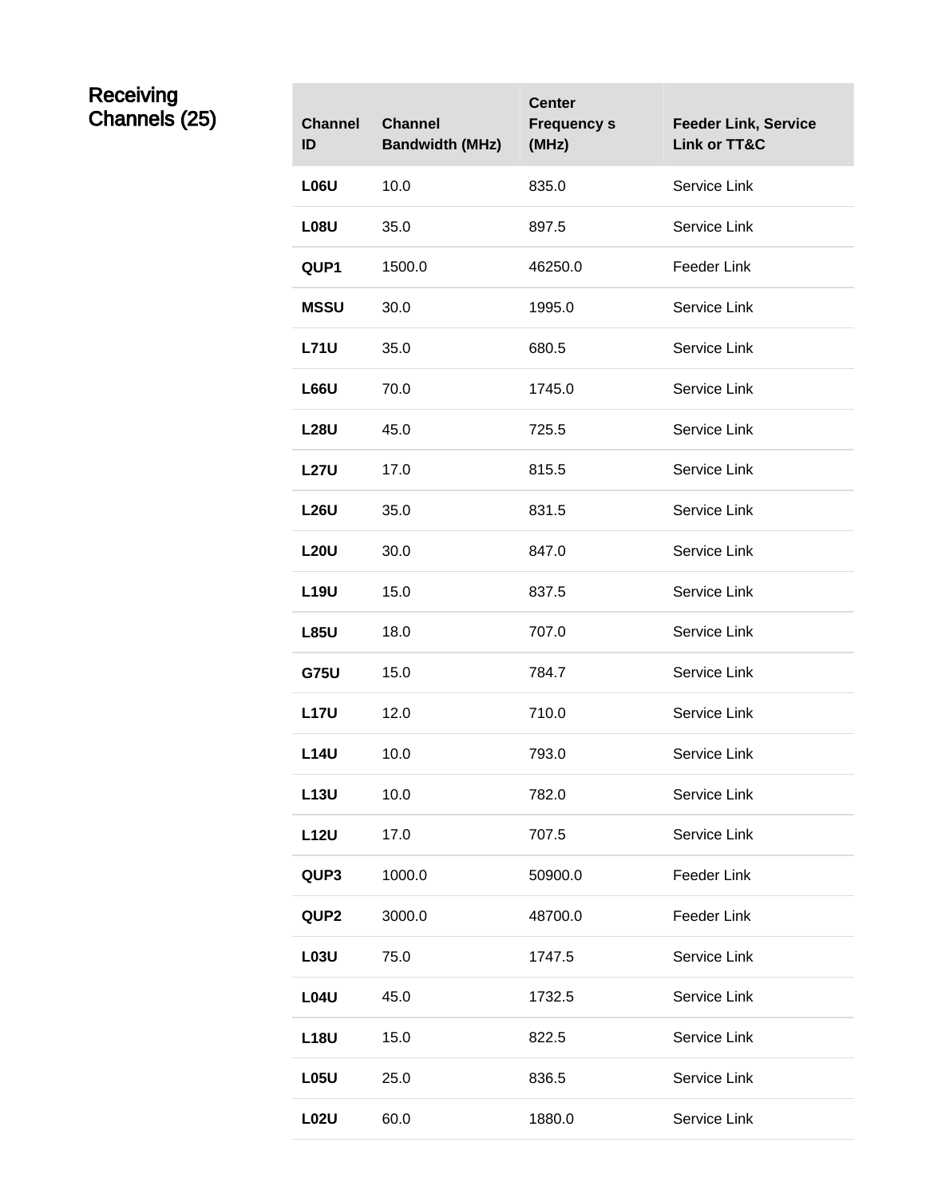## Receiving Channels (25)

| Channel ID | Channel Bandwidth (MHz) | Center Frequency s (MHz) | Feeder Link, Service Link or TT&C |
|---|---|---|---|
| **L06U** | 10.0 | 835.0 | Service Link |
| **L08U** | 35.0 | 897.5 | Service Link |
| **QUP1** | 1500.0 | 46250.0 | Feeder Link |
| **MSSU** | 30.0 | 1995.0 | Service Link |
| **L71U** | 35.0 | 680.5 | Service Link |
| **L66U** | 70.0 | 1745.0 | Service Link |
| **L28U** | 45.0 | 725.5 | Service Link |
| **L27U** | 17.0 | 815.5 | Service Link |
| **L26U** | 35.0 | 831.5 | Service Link |
| **L20U** | 30.0 | 847.0 | Service Link |
| **L19U** | 15.0 | 837.5 | Service Link |
| **L85U** | 18.0 | 707.0 | Service Link |
| **G75U** | 15.0 | 784.7 | Service Link |
| **L17U** | 12.0 | 710.0 | Service Link |
| **L14U** | 10.0 | 793.0 | Service Link |
| **L13U** | 10.0 | 782.0 | Service Link |
| **L12U** | 17.0 | 707.5 | Service Link |
| **QUP3** | 1000.0 | 50900.0 | Feeder Link |
| **QUP2** | 3000.0 | 48700.0 | Feeder Link |
| **L03U** | 75.0 | 1747.5 | Service Link |
| **L04U** | 45.0 | 1732.5 | Service Link |
| **L18U** | 15.0 | 822.5 | Service Link |
| **L05U** | 25.0 | 836.5 | Service Link |
| **L02U** | 60.0 | 1880.0 | Service Link |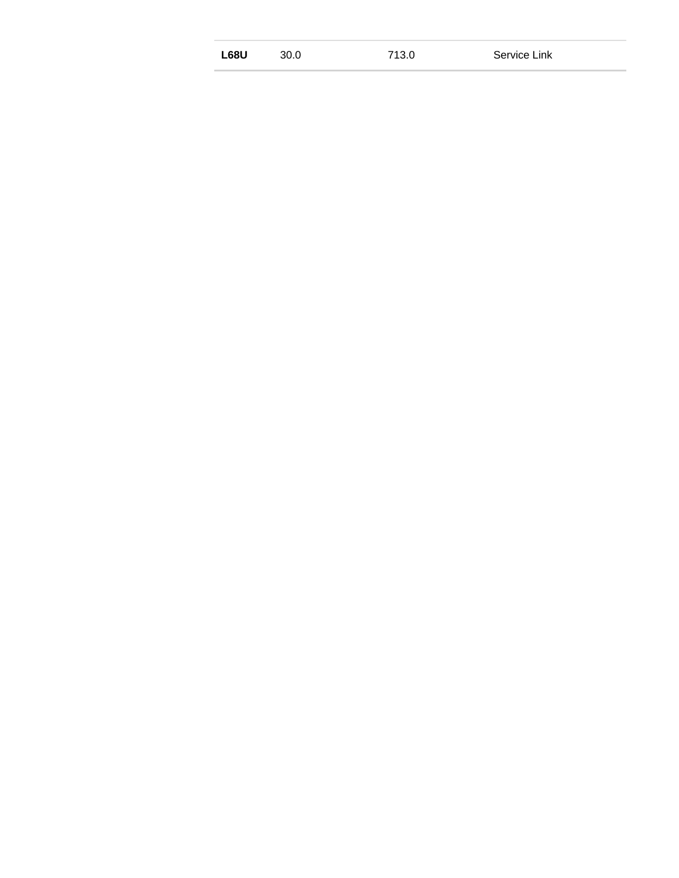| | | | |
|---|---|---|---|
| **L68U** | 30.0 | 713.0 | Service Link |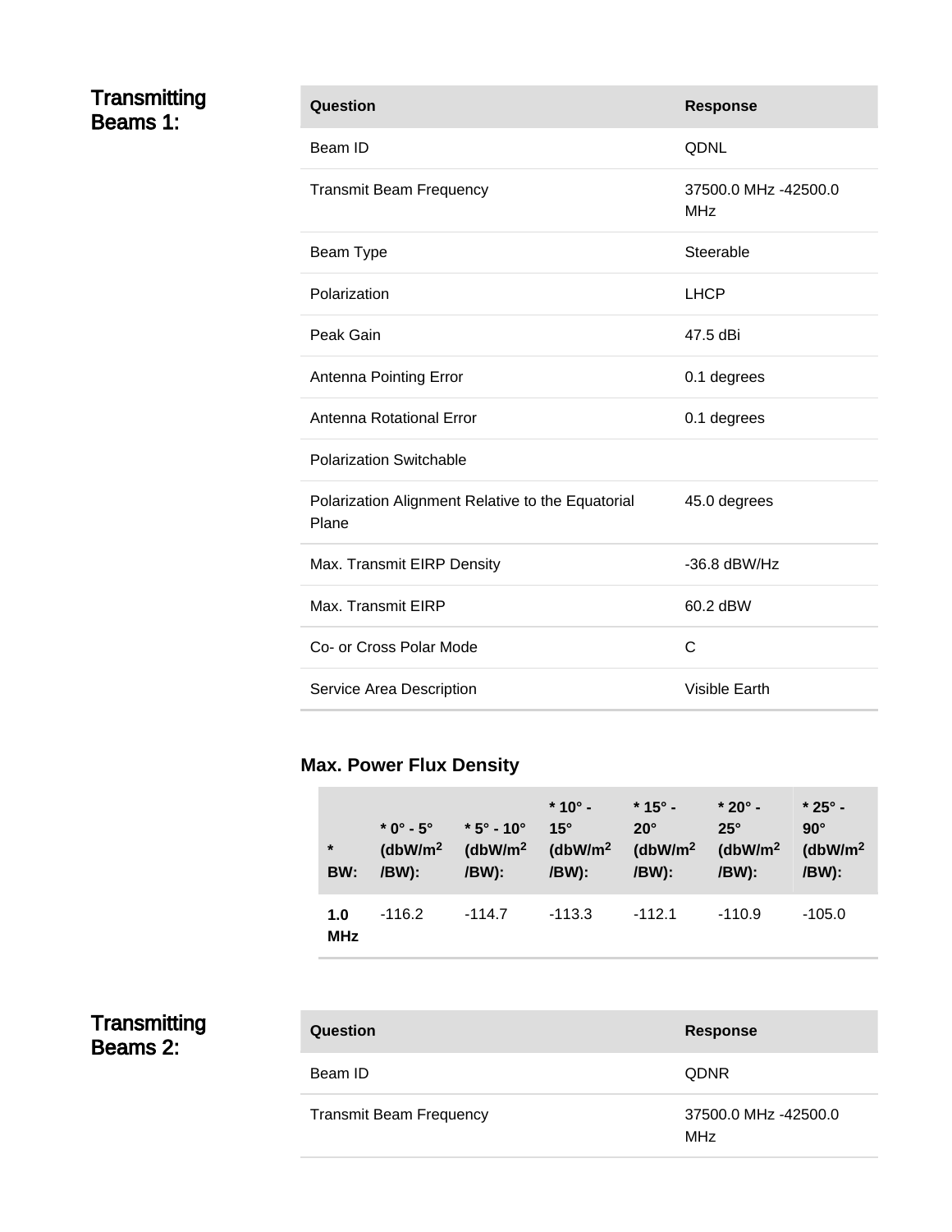## Transmitting Beams 1:

| Question | Response |
| --- | --- |
| Beam ID | QDNL |
| Transmit Beam Frequency | 37500.0 MHz -42500.0 MHz |
| Beam Type | Steerable |
| Polarization | LHCP |
| Peak Gain | 47.5 dBi |
| Antenna Pointing Error | 0.1 degrees |
| Antenna Rotational Error | 0.1 degrees |
| Polarization Switchable | |
| Polarization Alignment Relative to the Equatorial Plane | 45.0 degrees |
| Max. Transmit EIRP Density | -36.8 dBW/Hz |
| Max. Transmit EIRP | 60.2 dBW |
| Co- or Cross Polar Mode | C |
| Service Area Description | Visible Earth |

### Max. Power Flux Density

| * BW: | * 0° - 5° (dbW/m$^2$ /BW): | * 5° - 10° (dbW/m$^2$ /BW): | * 10° - 15° (dbW/m$^2$ /BW): | * 15° - 20° (dbW/m$^2$ /BW): | * 20° - 25° (dbW/m$^2$ /BW): | * 25° - 90° (dbW/m$^2$ /BW): |
| --- | --- | --- | --- | --- | --- | --- |
| **1.0 MHz** | -116.2 | -114.7 | -113.3 | -112.1 | -110.9 | -105.0 |

## Transmitting Beams 2:

| Question | Response |
| --- | --- |
| Beam ID | QDNR |
| Transmit Beam Frequency | 37500.0 MHz -42500.0 MHz |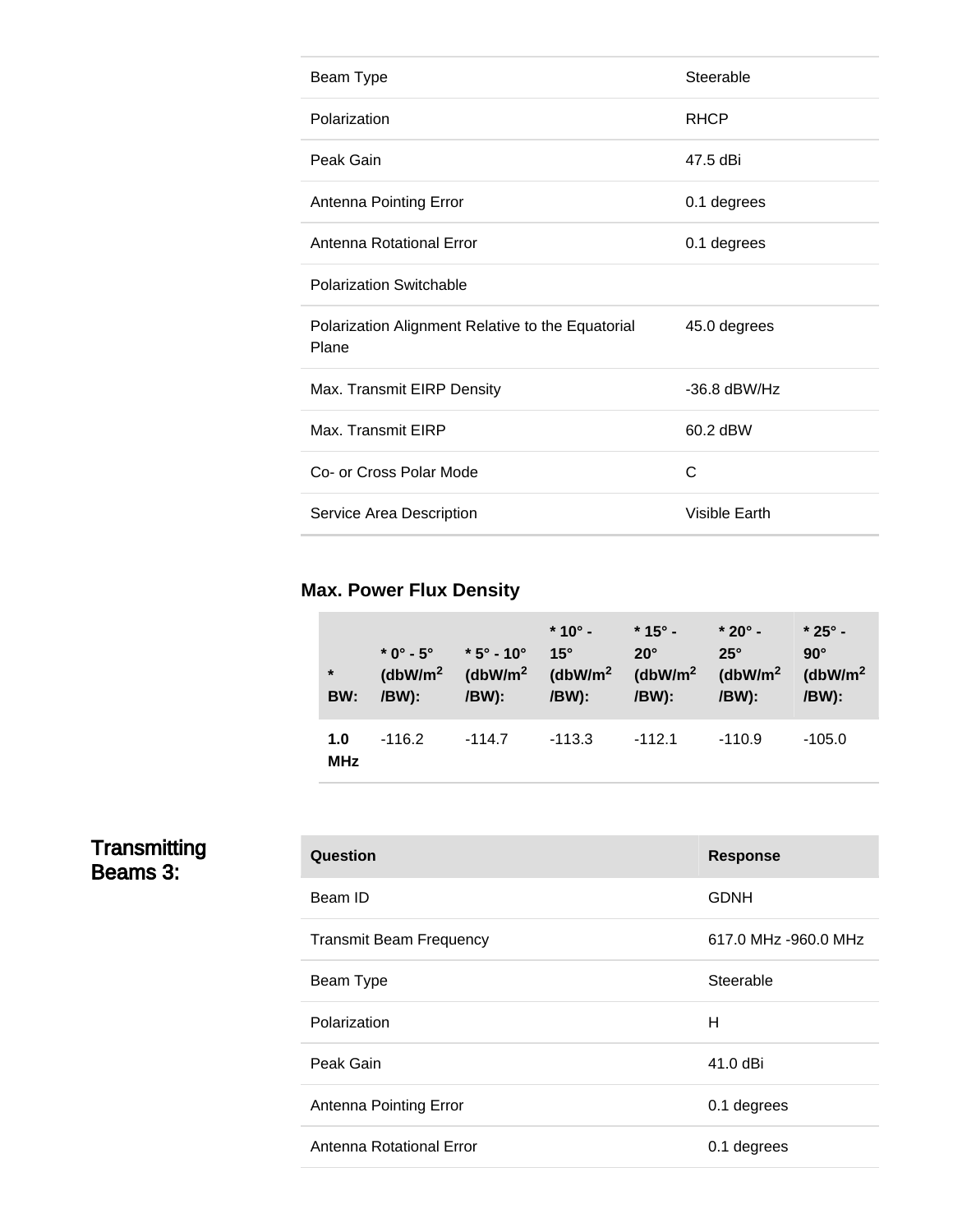| | |
|---|---|
| Beam Type | Steerable |
| Polarization | RHCP |
| Peak Gain | 47.5 dBi |
| Antenna Pointing Error | 0.1 degrees |
| Antenna Rotational Error | 0.1 degrees |
| Polarization Switchable | |
| Polarization Alignment Relative to the Equatorial Plane | 45.0 degrees |
| Max. Transmit EIRP Density | -36.8 dBW/Hz |
| Max. Transmit EIRP | 60.2 dBW |
| Co- or Cross Polar Mode | C |
| Service Area Description | Visible Earth |

### Max. Power Flux Density

| * BW: | * 0° - 5° (dbW/m$^2$ /BW): | * 5° - 10° (dbW/m$^2$ /BW): | * 10° - 15° (dbW/m$^2$ /BW): | * 15° - 20° (dbW/m$^2$ /BW): | * 20° - 25° (dbW/m$^2$ /BW): | * 25° - 90° (dbW/m$^2$ /BW): |
|---|---|---|---|---|---|---|
| **1.0 MHz** | -116.2 | -114.7 | -113.3 | -112.1 | -110.9 | -105.0 |

## Transmitting Beams 3:

| Question | Response |
|---|---|
| Beam ID | GDNH |
| Transmit Beam Frequency | 617.0 MHz -960.0 MHz |
| Beam Type | Steerable |
| Polarization | H |
| Peak Gain | 41.0 dBi |
| Antenna Pointing Error | 0.1 degrees |
| Antenna Rotational Error | 0.1 degrees |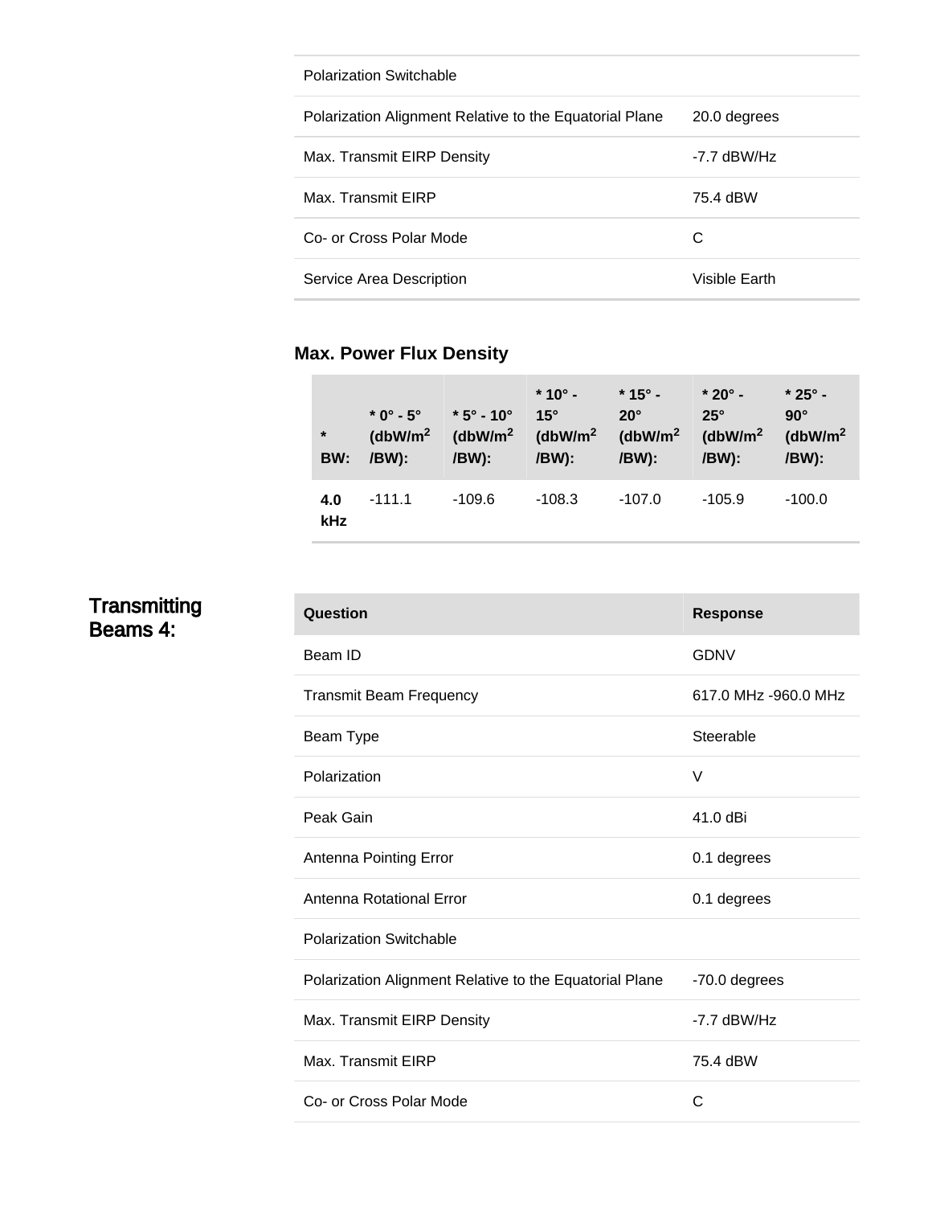| | |
|---|---|
| Polarization Switchable | |
| Polarization Alignment Relative to the Equatorial Plane | 20.0 degrees |
| Max. Transmit EIRP Density | -7.7 dBW/Hz |
| Max. Transmit EIRP | 75.4 dBW |
| Co- or Cross Polar Mode | C |
| Service Area Description | Visible Earth |

### Max. Power Flux Density

| * BW: | * 0° - 5° (dbW/m2 /BW): | * 5° - 10° (dbW/m2 /BW): | * 10° - 15° (dbW/m2 /BW): | * 15° - 20° (dbW/m2 /BW): | * 20° - 25° (dbW/m2 /BW): | * 25° - 90° (dbW/m2 /BW): |
|---|---|---|---|---|---|---|
| **4.0 kHz** | -111.1 | -109.6 | -108.3 | -107.0 | -105.9 | -100.0 |

## Transmitting Beams 4:

| Question | Response |
|---|---|
| Beam ID | GDNV |
| Transmit Beam Frequency | 617.0 MHz -960.0 MHz |
| Beam Type | Steerable |
| Polarization | V |
| Peak Gain | 41.0 dBi |
| Antenna Pointing Error | 0.1 degrees |
| Antenna Rotational Error | 0.1 degrees |
| Polarization Switchable | |
| Polarization Alignment Relative to the Equatorial Plane | -70.0 degrees |
| Max. Transmit EIRP Density | -7.7 dBW/Hz |
| Max. Transmit EIRP | 75.4 dBW |
| Co- or Cross Polar Mode | C |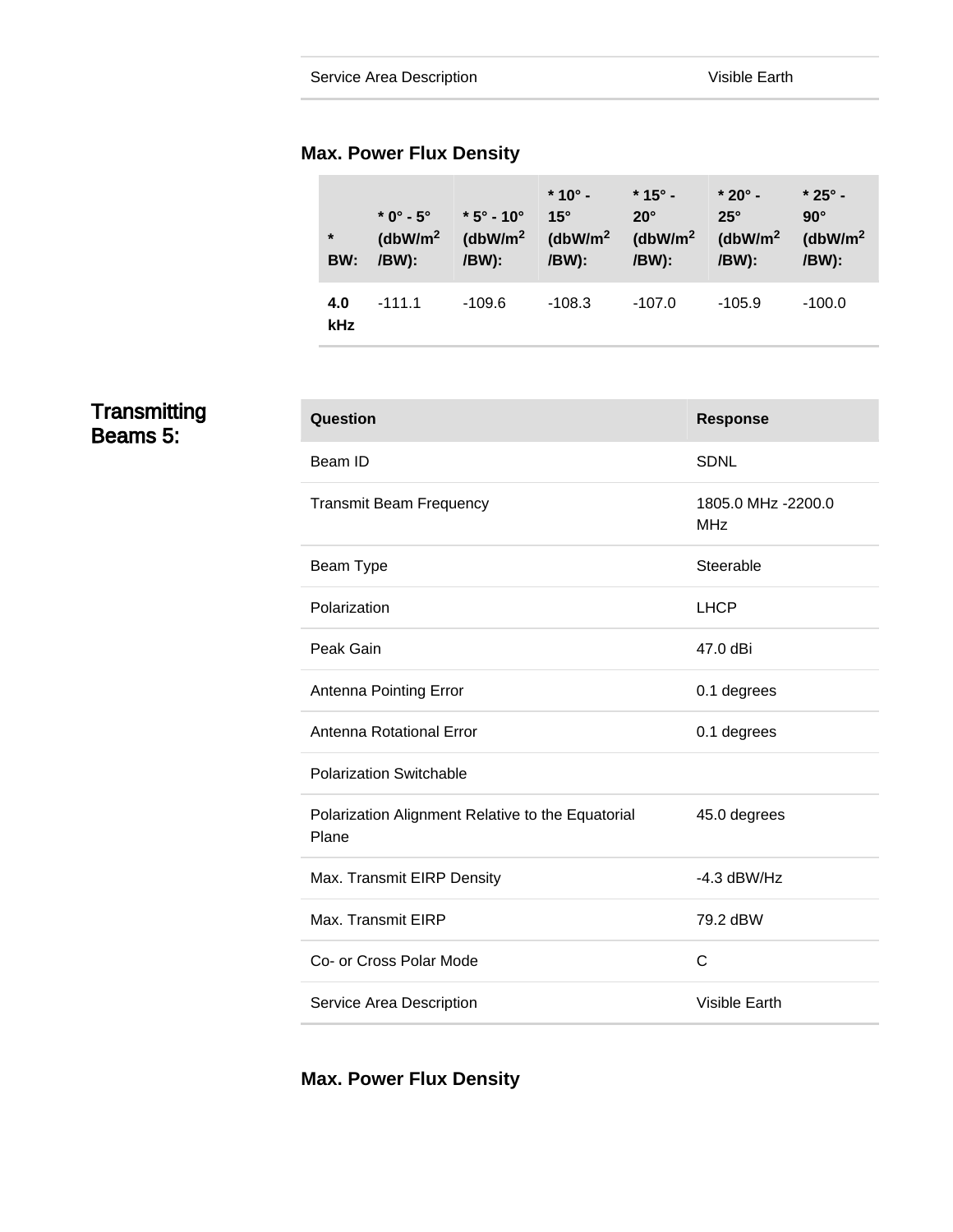| | |
|---|---|
| Service Area Description | Visible Earth |

**Max. Power Flux Density**

| * BW: | * 0° - 5° (dbW/m$^2$ /BW): | * 5° - 10° (dbW/m$^2$ /BW): | * 10° - 15° (dbW/m$^2$ /BW): | * 15° - 20° (dbW/m$^2$ /BW): | * 20° - 25° (dbW/m$^2$ /BW): | * 25° - 90° (dbW/m$^2$ /BW): |
|---|---|---|---|---|---|---|
| **4.0 kHz** | -111.1 | -109.6 | -108.3 | -107.0 | -105.9 | -100.0 |

## Transmitting Beams 5:

| Question | Response |
|---|---|
| Beam ID | SDNL |
| Transmit Beam Frequency | 1805.0 MHz -2200.0 MHz |
| Beam Type | Steerable |
| Polarization | LHCP |
| Peak Gain | 47.0 dBi |
| Antenna Pointing Error | 0.1 degrees |
| Antenna Rotational Error | 0.1 degrees |
| Polarization Switchable | |
| Polarization Alignment Relative to the Equatorial Plane | 45.0 degrees |
| Max. Transmit EIRP Density | -4.3 dBW/Hz |
| Max. Transmit EIRP | 79.2 dBW |
| Co- or Cross Polar Mode | C |
| Service Area Description | Visible Earth |

**Max. Power Flux Density**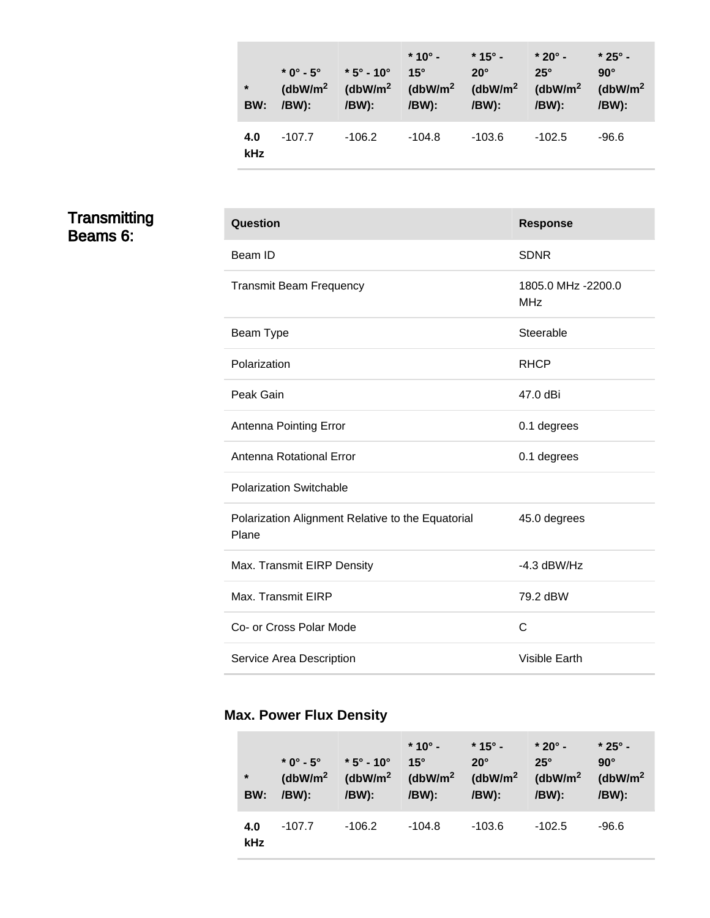| * BW: | * 0° - 5° (dbW/m$^2$ /BW): | * 5° - 10° (dbW/m$^2$ /BW): | * 10° - 15° (dbW/m$^2$ /BW): | * 15° - 20° (dbW/m$^2$ /BW): | * 20° - 25° (dbW/m$^2$ /BW): | * 25° - 90° (dbW/m$^2$ /BW): |
| --- | --- | --- | --- | --- | --- | --- |
| **4.0 kHz** | -107.7 | -106.2 | -104.8 | -103.6 | -102.5 | -96.6 |

## Transmitting Beams 6:

| Question | Response |
| --- | --- |
| Beam ID | SDNR |
| Transmit Beam Frequency | 1805.0 MHz -2200.0 MHz |
| Beam Type | Steerable |
| Polarization | RHCP |
| Peak Gain | 47.0 dBi |
| Antenna Pointing Error | 0.1 degrees |
| Antenna Rotational Error | 0.1 degrees |
| Polarization Switchable | |
| Polarization Alignment Relative to the Equatorial Plane | 45.0 degrees |
| Max. Transmit EIRP Density | -4.3 dBW/Hz |
| Max. Transmit EIRP | 79.2 dBW |
| Co- or Cross Polar Mode | C |
| Service Area Description | Visible Earth |

### Max. Power Flux Density

| * BW: | * 0° - 5° (dbW/m$^2$ /BW): | * 5° - 10° (dbW/m$^2$ /BW): | * 10° - 15° (dbW/m$^2$ /BW): | * 15° - 20° (dbW/m$^2$ /BW): | * 20° - 25° (dbW/m$^2$ /BW): | * 25° - 90° (dbW/m$^2$ /BW): |
| --- | --- | --- | --- | --- | --- | --- |
| **4.0 kHz** | -107.7 | -106.2 | -104.8 | -103.6 | -102.5 | -96.6 |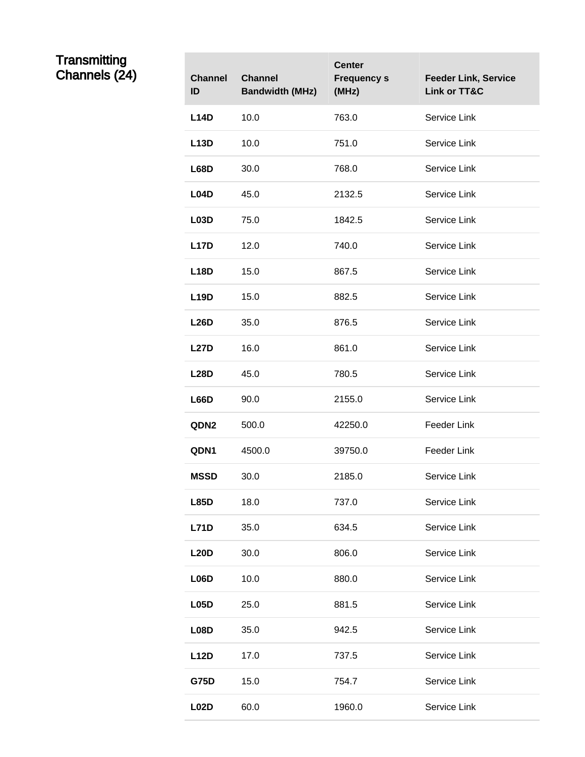## Transmitting Channels (24)

| Channel ID | Channel Bandwidth (MHz) | Center Frequency s (MHz) | Feeder Link, Service Link or TT&C |
|---|---|---|---|
| **L14D** | 10.0 | 763.0 | Service Link |
| **L13D** | 10.0 | 751.0 | Service Link |
| **L68D** | 30.0 | 768.0 | Service Link |
| **L04D** | 45.0 | 2132.5 | Service Link |
| **L03D** | 75.0 | 1842.5 | Service Link |
| **L17D** | 12.0 | 740.0 | Service Link |
| **L18D** | 15.0 | 867.5 | Service Link |
| **L19D** | 15.0 | 882.5 | Service Link |
| **L26D** | 35.0 | 876.5 | Service Link |
| **L27D** | 16.0 | 861.0 | Service Link |
| **L28D** | 45.0 | 780.5 | Service Link |
| **L66D** | 90.0 | 2155.0 | Service Link |
| **QDN2** | 500.0 | 42250.0 | Feeder Link |
| **QDN1** | 4500.0 | 39750.0 | Feeder Link |
| **MSSD** | 30.0 | 2185.0 | Service Link |
| **L85D** | 18.0 | 737.0 | Service Link |
| **L71D** | 35.0 | 634.5 | Service Link |
| **L20D** | 30.0 | 806.0 | Service Link |
| **L06D** | 10.0 | 880.0 | Service Link |
| **L05D** | 25.0 | 881.5 | Service Link |
| **L08D** | 35.0 | 942.5 | Service Link |
| **L12D** | 17.0 | 737.5 | Service Link |
| **G75D** | 15.0 | 754.7 | Service Link |
| **L02D** | 60.0 | 1960.0 | Service Link |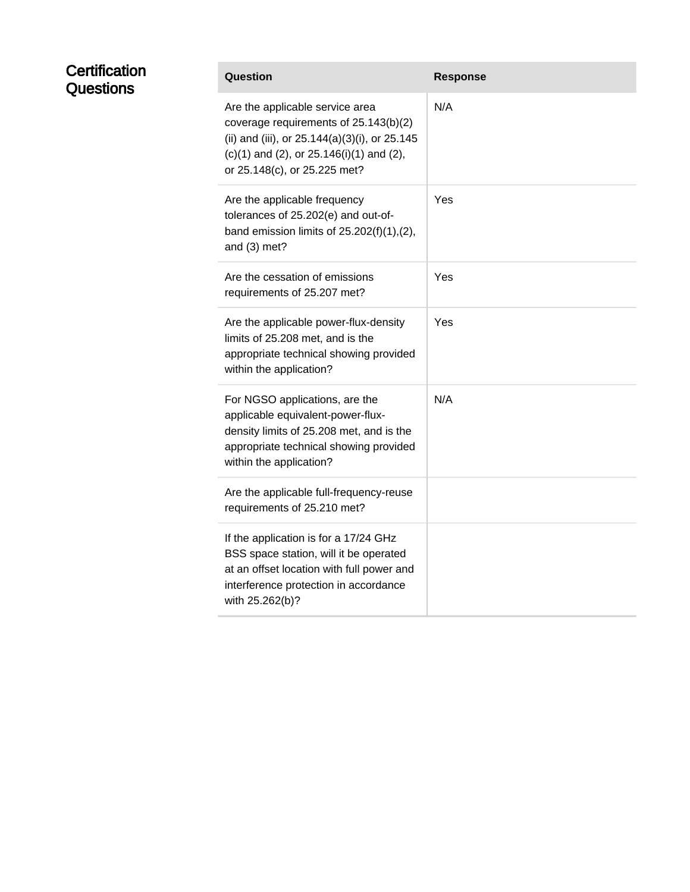## Certification Questions

| Question | Response |
| --- | --- |
| Are the applicable service area coverage requirements of 25.143(b)(2)(ii) and (iii), or 25.144(a)(3)(i), or 25.145(c)(1) and (2), or 25.146(i)(1) and (2), or 25.148(c), or 25.225 met? | N/A |
| Are the applicable frequency tolerances of 25.202(e) and out-of-band emission limits of 25.202(f)(1),(2), and (3) met? | Yes |
| Are the cessation of emissions requirements of 25.207 met? | Yes |
| Are the applicable power-flux-density limits of 25.208 met, and is the appropriate technical showing provided within the application? | Yes |
| For NGSO applications, are the applicable equivalent-power-flux-density limits of 25.208 met, and is the appropriate technical showing provided within the application? | N/A |
| Are the applicable full-frequency-reuse requirements of 25.210 met? | |
| If the application is for a 17/24 GHz BSS space station, will it be operated at an offset location with full power and interference protection in accordance with 25.262(b)? | |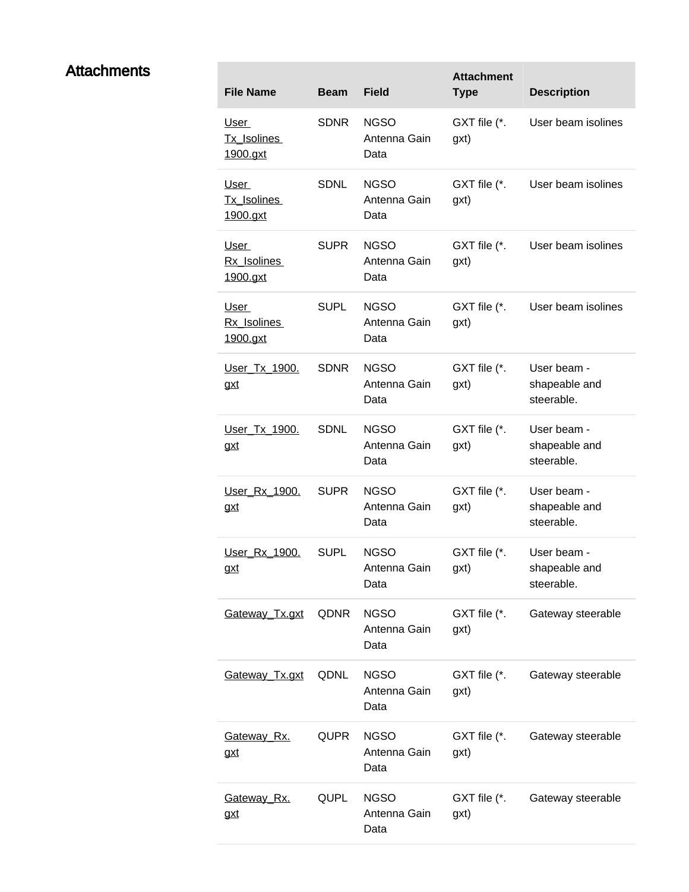## Attachments

| File Name | Beam | Field | Attachment Type | Description |
|---|---|---|---|---|
| User Tx_Isolines 1900.gxt | SDNR | NGSO Antenna Gain Data | GXT file (*.gxt) | User beam isolines |
| User Tx_Isolines 1900.gxt | SDNL | NGSO Antenna Gain Data | GXT file (*.gxt) | User beam isolines |
| User Rx_Isolines 1900.gxt | SUPR | NGSO Antenna Gain Data | GXT file (*.gxt) | User beam isolines |
| User Rx_Isolines 1900.gxt | SUPL | NGSO Antenna Gain Data | GXT file (*.gxt) | User beam isolines |
| User_Tx_1900.gxt | SDNR | NGSO Antenna Gain Data | GXT file (*.gxt) | User beam - shapeable and steerable. |
| User_Tx_1900.gxt | SDNL | NGSO Antenna Gain Data | GXT file (*.gxt) | User beam - shapeable and steerable. |
| User_Rx_1900.gxt | SUPR | NGSO Antenna Gain Data | GXT file (*.gxt) | User beam - shapeable and steerable. |
| User_Rx_1900.gxt | SUPL | NGSO Antenna Gain Data | GXT file (*.gxt) | User beam - shapeable and steerable. |
| Gateway_Tx.gxt | QDNR | NGSO Antenna Gain Data | GXT file (*.gxt) | Gateway steerable |
| Gateway_Tx.gxt | QDNL | NGSO Antenna Gain Data | GXT file (*.gxt) | Gateway steerable |
| Gateway_Rx.gxt | QUPR | NGSO Antenna Gain Data | GXT file (*.gxt) | Gateway steerable |
| Gateway_Rx.gxt | QUPL | NGSO Antenna Gain Data | GXT file (*.gxt) | Gateway steerable |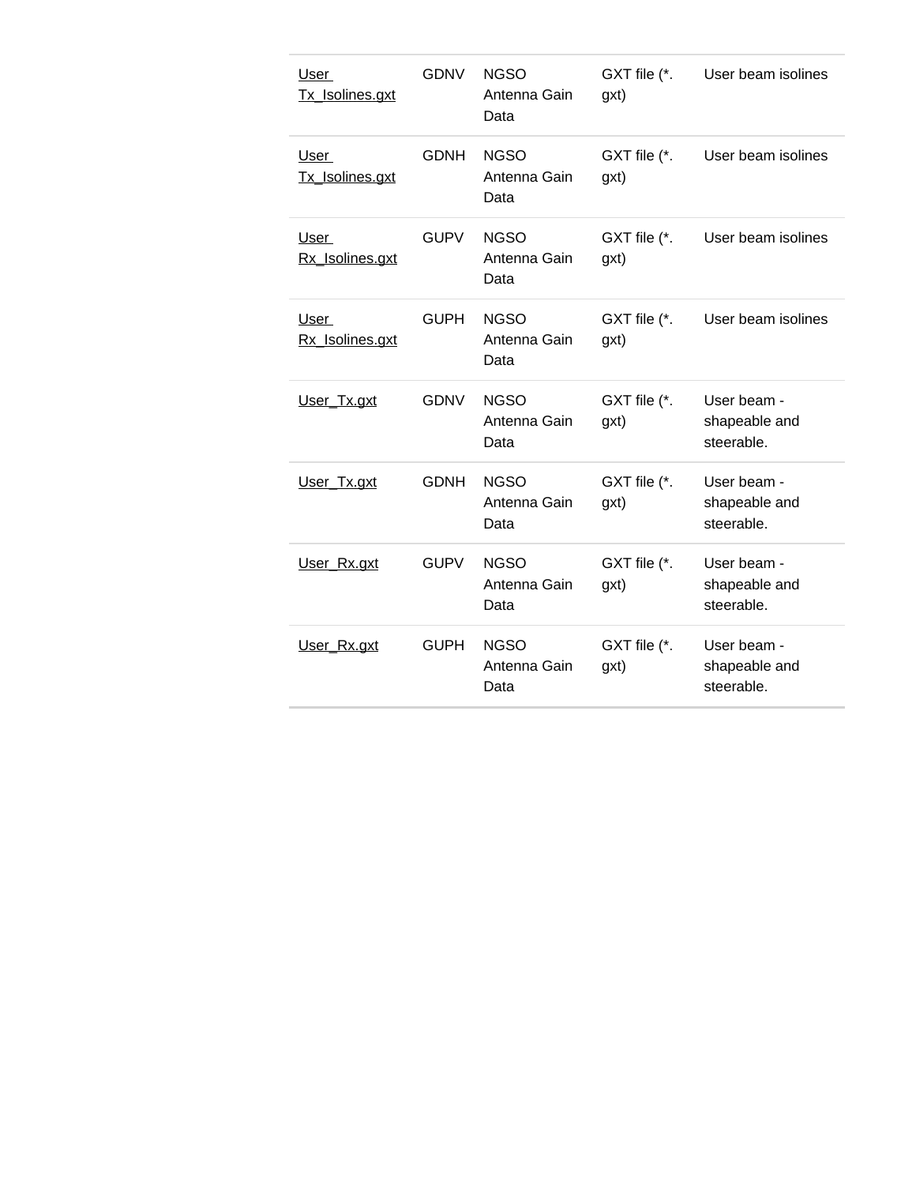| | | | | |
|---|---|---|---|---|
| User Tx_Isolines.gxt | GDNV | NGSO Antenna Gain Data | GXT file (*.gxt) | User beam isolines |
| User Tx_Isolines.gxt | GDNH | NGSO Antenna Gain Data | GXT file (*.gxt) | User beam isolines |
| User Rx_Isolines.gxt | GUPV | NGSO Antenna Gain Data | GXT file (*.gxt) | User beam isolines |
| User Rx_Isolines.gxt | GUPH | NGSO Antenna Gain Data | GXT file (*.gxt) | User beam isolines |
| User_Tx.gxt | GDNV | NGSO Antenna Gain Data | GXT file (*.gxt) | User beam - shapeable and steerable. |
| User_Tx.gxt | GDNH | NGSO Antenna Gain Data | GXT file (*.gxt) | User beam - shapeable and steerable. |
| User_Rx.gxt | GUPV | NGSO Antenna Gain Data | GXT file (*.gxt) | User beam - shapeable and steerable. |
| User_Rx.gxt | GUPH | NGSO Antenna Gain Data | GXT file (*.gxt) | User beam - shapeable and steerable. |